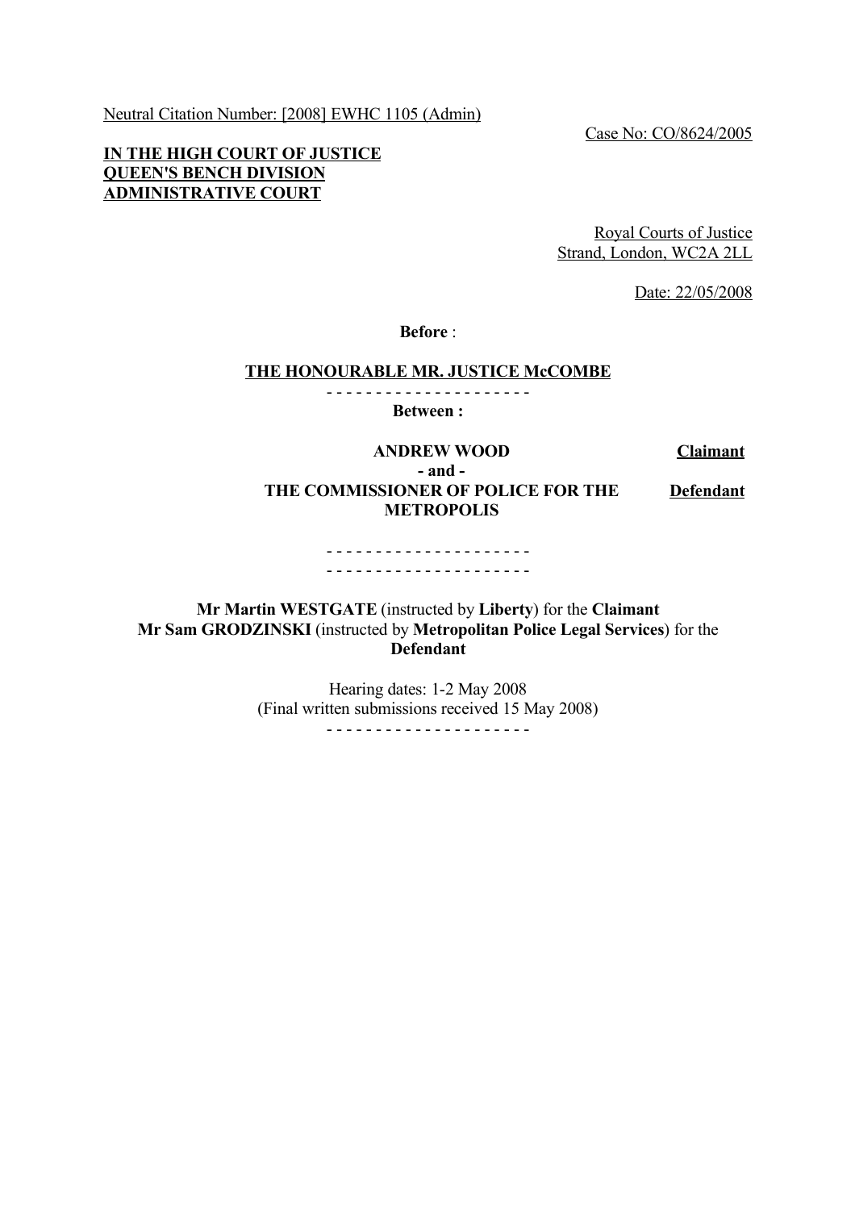Neutral Citation Number: [2008] EWHC 1105 (Admin)

Case No: CO/8624/2005

**IN THE HIGH COURT OF JUSTICE**
**QUEEN'S BENCH DIVISION**
**ADMINISTRATIVE COURT**

Royal Courts of Justice
Strand, London, WC2A 2LL

Date: 22/05/2008

**Before** :

**THE HONOURABLE MR. JUSTICE McCOMBE**

- - - - - - - - - - - - - - - - - - - - -

**Between :**

| | |
|---|---|
| **ANDREW WOOD** | **Claimant** |
| **- and -** | |
| **THE COMMISSIONER OF POLICE FOR THE METROPOLIS** | **Defendant** |

- - - - - - - - - - - - - - - - - - - - -

- - - - - - - - - - - - - - - - - - - - -

**Mr Martin WESTGATE** (instructed by **Liberty**) for the **Claimant**
**Mr Sam GRODZINSKI** (instructed by **Metropolitan Police Legal Services**) for the **Defendant**

Hearing dates: 1-2 May 2008
(Final written submissions received 15 May 2008)

- - - - - - - - - - - - - - - - - - - - -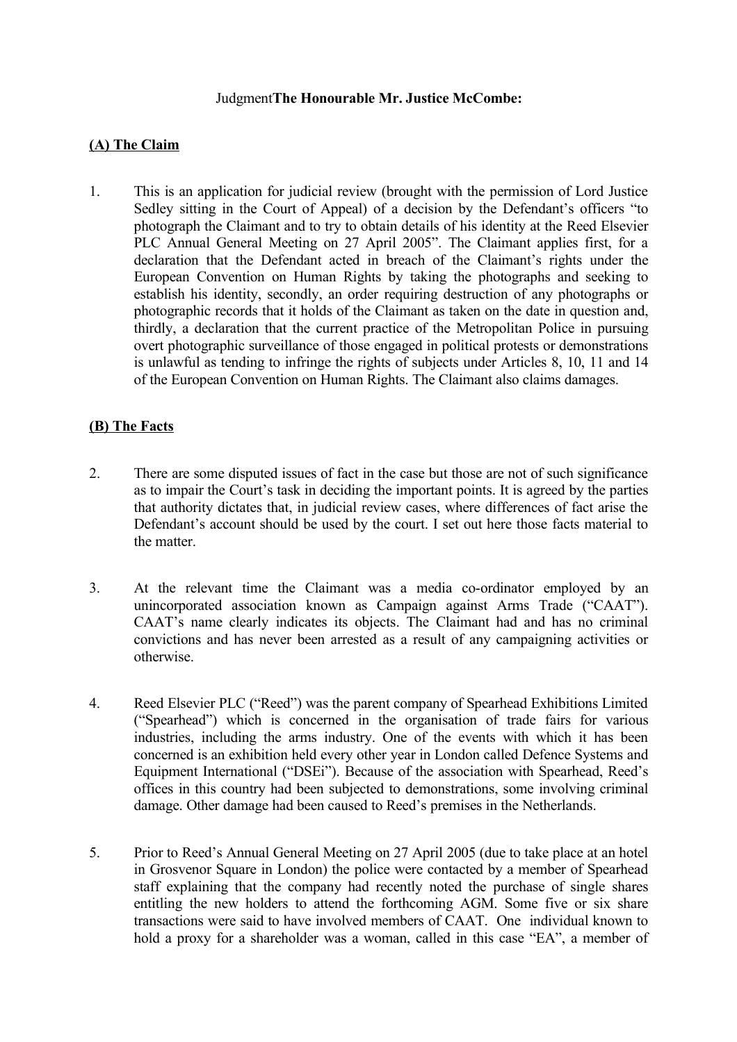Judgment**The Honourable Mr. Justice McCombe:**

**(A) The Claim**

1. This is an application for judicial review (brought with the permission of Lord Justice Sedley sitting in the Court of Appeal) of a decision by the Defendant's officers "to photograph the Claimant and to try to obtain details of his identity at the Reed Elsevier PLC Annual General Meeting on 27 April 2005". The Claimant applies first, for a declaration that the Defendant acted in breach of the Claimant's rights under the European Convention on Human Rights by taking the photographs and seeking to establish his identity, secondly, an order requiring destruction of any photographs or photographic records that it holds of the Claimant as taken on the date in question and, thirdly, a declaration that the current practice of the Metropolitan Police in pursuing overt photographic surveillance of those engaged in political protests or demonstrations is unlawful as tending to infringe the rights of subjects under Articles 8, 10, 11 and 14 of the European Convention on Human Rights. The Claimant also claims damages.

**(B) The Facts**

2. There are some disputed issues of fact in the case but those are not of such significance as to impair the Court's task in deciding the important points. It is agreed by the parties that authority dictates that, in judicial review cases, where differences of fact arise the Defendant's account should be used by the court. I set out here those facts material to the matter.

3. At the relevant time the Claimant was a media co-ordinator employed by an unincorporated association known as Campaign against Arms Trade ("CAAT"). CAAT's name clearly indicates its objects. The Claimant had and has no criminal convictions and has never been arrested as a result of any campaigning activities or otherwise.

4. Reed Elsevier PLC ("Reed") was the parent company of Spearhead Exhibitions Limited ("Spearhead") which is concerned in the organisation of trade fairs for various industries, including the arms industry. One of the events with which it has been concerned is an exhibition held every other year in London called Defence Systems and Equipment International ("DSEi"). Because of the association with Spearhead, Reed's offices in this country had been subjected to demonstrations, some involving criminal damage. Other damage had been caused to Reed's premises in the Netherlands.

5. Prior to Reed's Annual General Meeting on 27 April 2005 (due to take place at an hotel in Grosvenor Square in London) the police were contacted by a member of Spearhead staff explaining that the company had recently noted the purchase of single shares entitling the new holders to attend the forthcoming AGM. Some five or six share transactions were said to have involved members of CAAT. One individual known to hold a proxy for a shareholder was a woman, called in this case "EA", a member of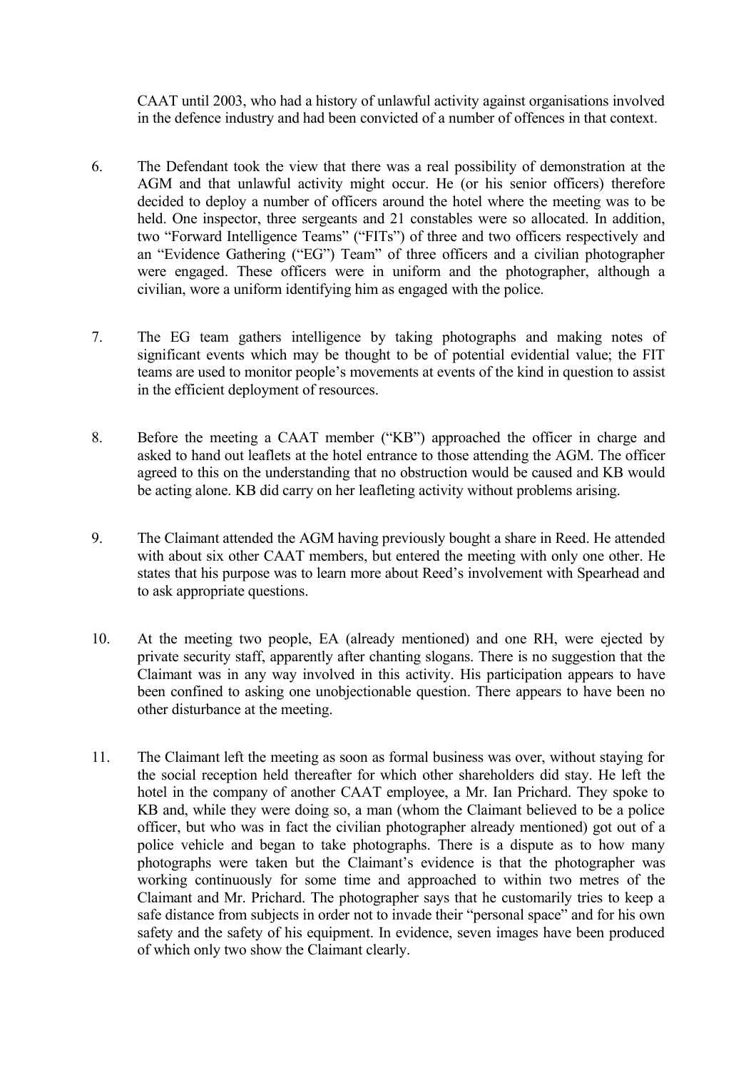CAAT until 2003, who had a history of unlawful activity against organisations involved in the defence industry and had been convicted of a number of offences in that context.

6. The Defendant took the view that there was a real possibility of demonstration at the AGM and that unlawful activity might occur. He (or his senior officers) therefore decided to deploy a number of officers around the hotel where the meeting was to be held. One inspector, three sergeants and 21 constables were so allocated. In addition, two "Forward Intelligence Teams" ("FITs") of three and two officers respectively and an "Evidence Gathering ("EG") Team" of three officers and a civilian photographer were engaged. These officers were in uniform and the photographer, although a civilian, wore a uniform identifying him as engaged with the police.

7. The EG team gathers intelligence by taking photographs and making notes of significant events which may be thought to be of potential evidential value; the FIT teams are used to monitor people's movements at events of the kind in question to assist in the efficient deployment of resources.

8. Before the meeting a CAAT member ("KB") approached the officer in charge and asked to hand out leaflets at the hotel entrance to those attending the AGM. The officer agreed to this on the understanding that no obstruction would be caused and KB would be acting alone. KB did carry on her leafleting activity without problems arising.

9. The Claimant attended the AGM having previously bought a share in Reed. He attended with about six other CAAT members, but entered the meeting with only one other. He states that his purpose was to learn more about Reed's involvement with Spearhead and to ask appropriate questions.

10. At the meeting two people, EA (already mentioned) and one RH, were ejected by private security staff, apparently after chanting slogans. There is no suggestion that the Claimant was in any way involved in this activity. His participation appears to have been confined to asking one unobjectionable question. There appears to have been no other disturbance at the meeting.

11. The Claimant left the meeting as soon as formal business was over, without staying for the social reception held thereafter for which other shareholders did stay. He left the hotel in the company of another CAAT employee, a Mr. Ian Prichard. They spoke to KB and, while they were doing so, a man (whom the Claimant believed to be a police officer, but who was in fact the civilian photographer already mentioned) got out of a police vehicle and began to take photographs. There is a dispute as to how many photographs were taken but the Claimant's evidence is that the photographer was working continuously for some time and approached to within two metres of the Claimant and Mr. Prichard. The photographer says that he customarily tries to keep a safe distance from subjects in order not to invade their "personal space" and for his own safety and the safety of his equipment. In evidence, seven images have been produced of which only two show the Claimant clearly.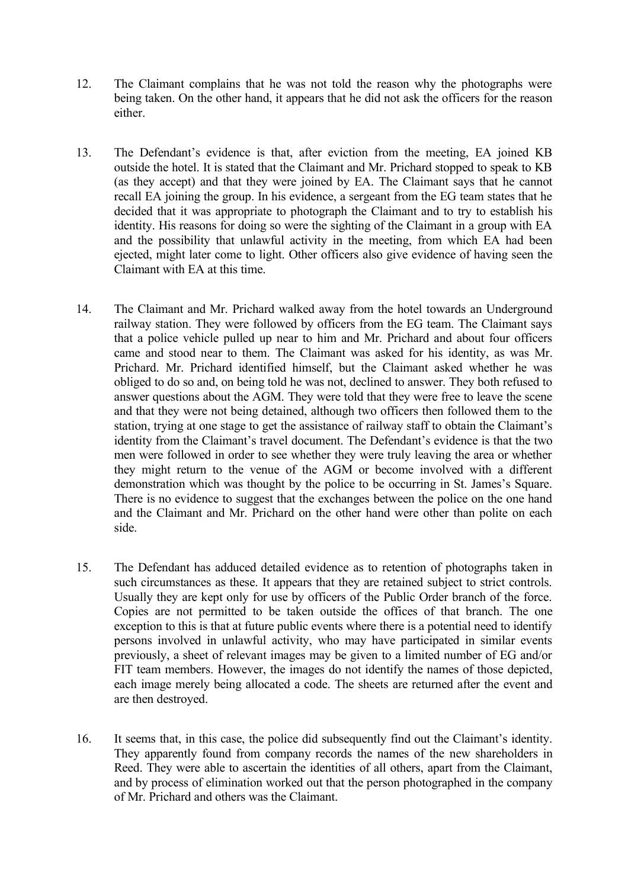12. The Claimant complains that he was not told the reason why the photographs were being taken. On the other hand, it appears that he did not ask the officers for the reason either.

13. The Defendant's evidence is that, after eviction from the meeting, EA joined KB outside the hotel. It is stated that the Claimant and Mr. Prichard stopped to speak to KB (as they accept) and that they were joined by EA. The Claimant says that he cannot recall EA joining the group. In his evidence, a sergeant from the EG team states that he decided that it was appropriate to photograph the Claimant and to try to establish his identity. His reasons for doing so were the sighting of the Claimant in a group with EA and the possibility that unlawful activity in the meeting, from which EA had been ejected, might later come to light. Other officers also give evidence of having seen the Claimant with EA at this time.

14. The Claimant and Mr. Prichard walked away from the hotel towards an Underground railway station. They were followed by officers from the EG team. The Claimant says that a police vehicle pulled up near to him and Mr. Prichard and about four officers came and stood near to them. The Claimant was asked for his identity, as was Mr. Prichard. Mr. Prichard identified himself, but the Claimant asked whether he was obliged to do so and, on being told he was not, declined to answer. They both refused to answer questions about the AGM. They were told that they were free to leave the scene and that they were not being detained, although two officers then followed them to the station, trying at one stage to get the assistance of railway staff to obtain the Claimant's identity from the Claimant's travel document. The Defendant's evidence is that the two men were followed in order to see whether they were truly leaving the area or whether they might return to the venue of the AGM or become involved with a different demonstration which was thought by the police to be occurring in St. James's Square. There is no evidence to suggest that the exchanges between the police on the one hand and the Claimant and Mr. Prichard on the other hand were other than polite on each side.

15. The Defendant has adduced detailed evidence as to retention of photographs taken in such circumstances as these. It appears that they are retained subject to strict controls. Usually they are kept only for use by officers of the Public Order branch of the force. Copies are not permitted to be taken outside the offices of that branch. The one exception to this is that at future public events where there is a potential need to identify persons involved in unlawful activity, who may have participated in similar events previously, a sheet of relevant images may be given to a limited number of EG and/or FIT team members. However, the images do not identify the names of those depicted, each image merely being allocated a code. The sheets are returned after the event and are then destroyed.

16. It seems that, in this case, the police did subsequently find out the Claimant's identity. They apparently found from company records the names of the new shareholders in Reed. They were able to ascertain the identities of all others, apart from the Claimant, and by process of elimination worked out that the person photographed in the company of Mr. Prichard and others was the Claimant.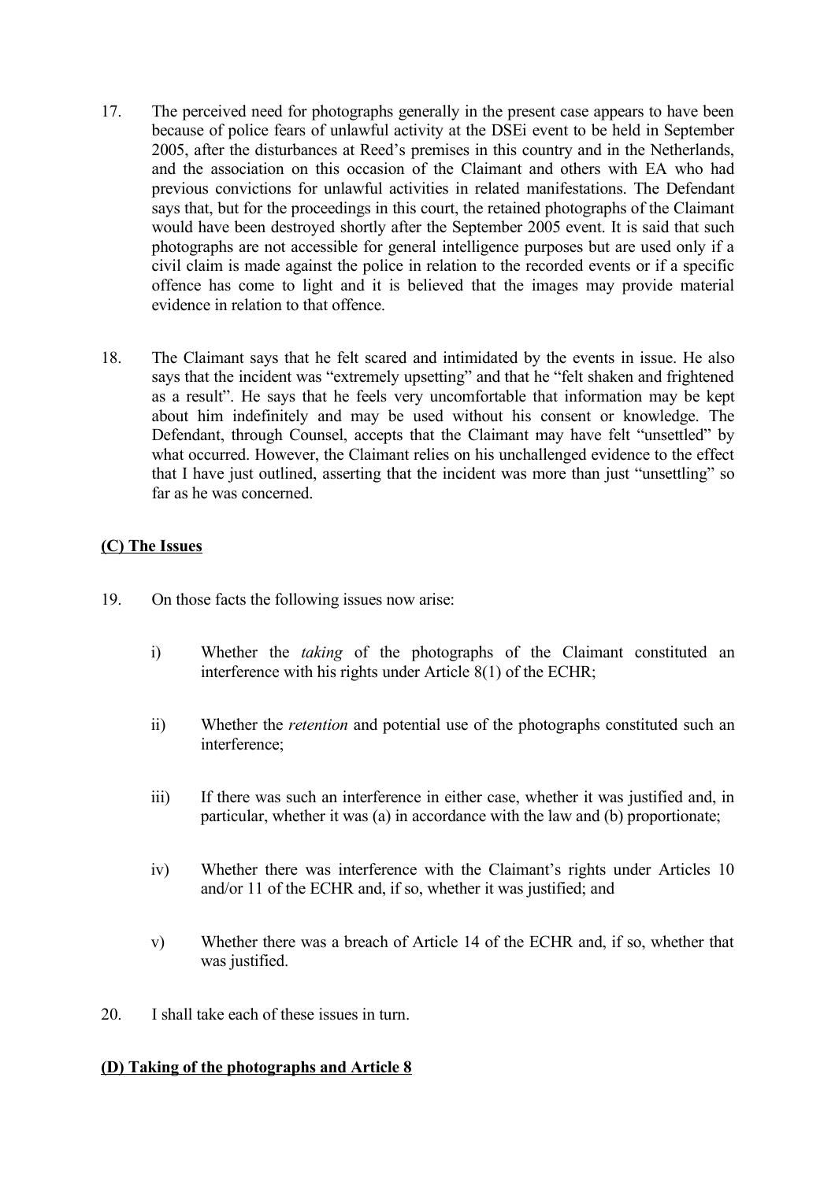17. The perceived need for photographs generally in the present case appears to have been because of police fears of unlawful activity at the DSEi event to be held in September 2005, after the disturbances at Reed's premises in this country and in the Netherlands, and the association on this occasion of the Claimant and others with EA who had previous convictions for unlawful activities in related manifestations. The Defendant says that, but for the proceedings in this court, the retained photographs of the Claimant would have been destroyed shortly after the September 2005 event. It is said that such photographs are not accessible for general intelligence purposes but are used only if a civil claim is made against the police in relation to the recorded events or if a specific offence has come to light and it is believed that the images may provide material evidence in relation to that offence.

18. The Claimant says that he felt scared and intimidated by the events in issue. He also says that the incident was "extremely upsetting" and that he "felt shaken and frightened as a result". He says that he feels very uncomfortable that information may be kept about him indefinitely and may be used without his consent or knowledge. The Defendant, through Counsel, accepts that the Claimant may have felt "unsettled" by what occurred. However, the Claimant relies on his unchallenged evidence to the effect that I have just outlined, asserting that the incident was more than just "unsettling" so far as he was concerned.

## (C) The Issues

19. On those facts the following issues now arise:

    i) Whether the *taking* of the photographs of the Claimant constituted an interference with his rights under Article 8(1) of the ECHR;

    ii) Whether the *retention* and potential use of the photographs constituted such an interference;

    iii) If there was such an interference in either case, whether it was justified and, in particular, whether it was (a) in accordance with the law and (b) proportionate;

    iv) Whether there was interference with the Claimant's rights under Articles 10 and/or 11 of the ECHR and, if so, whether it was justified; and

    v) Whether there was a breach of Article 14 of the ECHR and, if so, whether that was justified.

20. I shall take each of these issues in turn.

## (D) Taking of the photographs and Article 8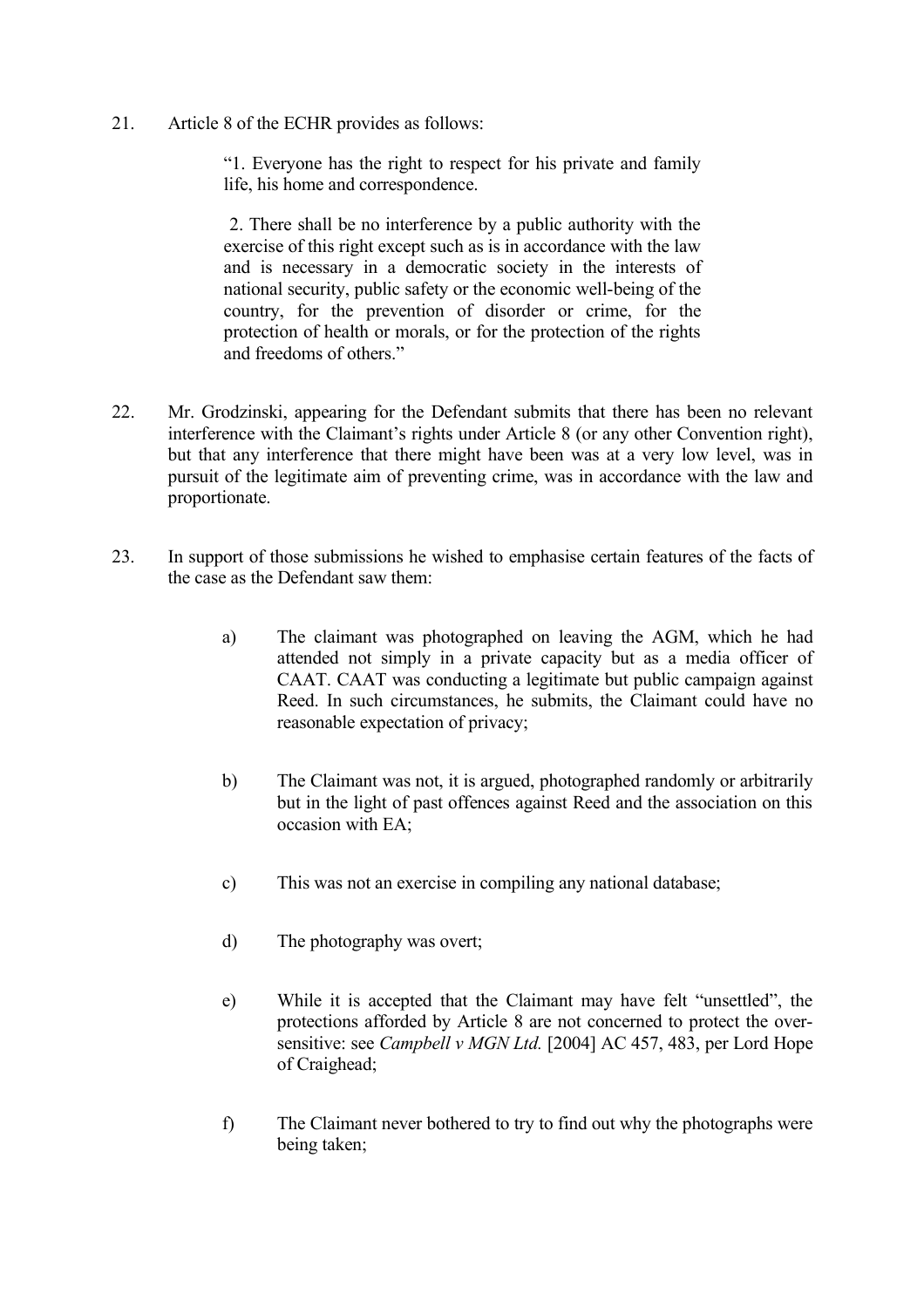21. Article 8 of the ECHR provides as follows:

> "1. Everyone has the right to respect for his private and family life, his home and correspondence.
>
> 2. There shall be no interference by a public authority with the exercise of this right except such as is in accordance with the law and is necessary in a democratic society in the interests of national security, public safety or the economic well-being of the country, for the prevention of disorder or crime, for the protection of health or morals, or for the protection of the rights and freedoms of others."

22. Mr. Grodzinski, appearing for the Defendant submits that there has been no relevant interference with the Claimant's rights under Article 8 (or any other Convention right), but that any interference that there might have been was at a very low level, was in pursuit of the legitimate aim of preventing crime, was in accordance with the law and proportionate.

23. In support of those submissions he wished to emphasise certain features of the facts of the case as the Defendant saw them:

    a) The claimant was photographed on leaving the AGM, which he had attended not simply in a private capacity but as a media officer of CAAT. CAAT was conducting a legitimate but public campaign against Reed. In such circumstances, he submits, the Claimant could have no reasonable expectation of privacy;

    b) The Claimant was not, it is argued, photographed randomly or arbitrarily but in the light of past offences against Reed and the association on this occasion with EA;

    c) This was not an exercise in compiling any national database;

    d) The photography was overt;

    e) While it is accepted that the Claimant may have felt "unsettled", the protections afforded by Article 8 are not concerned to protect the over-sensitive: see *Campbell v MGN Ltd.* [2004] AC 457, 483, per Lord Hope of Craighead;

    f) The Claimant never bothered to try to find out why the photographs were being taken;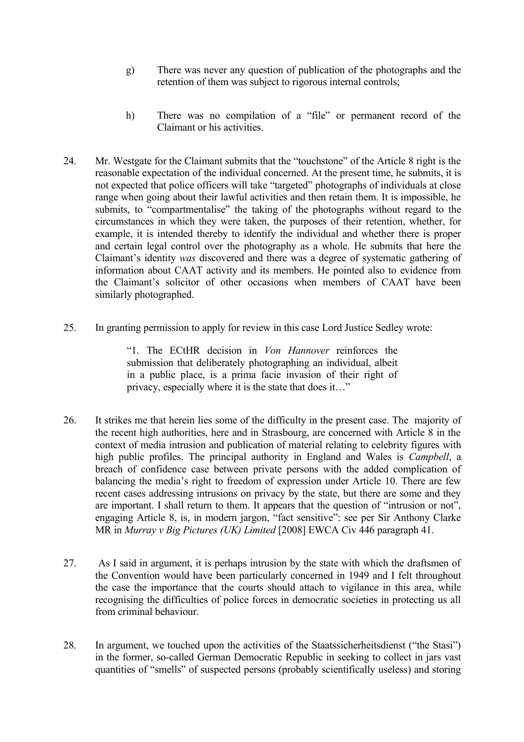g) There was never any question of publication of the photographs and the retention of them was subject to rigorous internal controls;

h) There was no compilation of a "file" or permanent record of the Claimant or his activities.

24. Mr. Westgate for the Claimant submits that the "touchstone" of the Article 8 right is the reasonable expectation of the individual concerned. At the present time, he submits, it is not expected that police officers will take "targeted" photographs of individuals at close range when going about their lawful activities and then retain them. It is impossible, he submits, to "compartmentalise" the taking of the photographs without regard to the circumstances in which they were taken, the purposes of their retention, whether, for example, it is intended thereby to identify the individual and whether there is proper and certain legal control over the photography as a whole. He submits that here the Claimant's identity *was* discovered and there was a degree of systematic gathering of information about CAAT activity and its members. He pointed also to evidence from the Claimant's solicitor of other occasions when members of CAAT have been similarly photographed.

25. In granting permission to apply for review in this case Lord Justice Sedley wrote:

> "1. The ECtHR decision in *Von Hannover* reinforces the submission that deliberately photographing an individual, albeit in a public place, is a prima facie invasion of their right of privacy, especially where it is the state that does it…"

26. It strikes me that herein lies some of the difficulty in the present case. The majority of the recent high authorities, here and in Strasbourg, are concerned with Article 8 in the context of media intrusion and publication of material relating to celebrity figures with high public profiles. The principal authority in England and Wales is *Campbell*, a breach of confidence case between private persons with the added complication of balancing the media's right to freedom of expression under Article 10. There are few recent cases addressing intrusions on privacy by the state, but there are some and they are important. I shall return to them. It appears that the question of "intrusion or not", engaging Article 8, is, in modern jargon, "fact sensitive": see per Sir Anthony Clarke MR in *Murray v Big Pictures (UK) Limited* [2008] EWCA Civ 446 paragraph 41.

27. As I said in argument, it is perhaps intrusion by the state with which the draftsmen of the Convention would have been particularly concerned in 1949 and I felt throughout the case the importance that the courts should attach to vigilance in this area, while recognising the difficulties of police forces in democratic societies in protecting us all from criminal behaviour.

28. In argument, we touched upon the activities of the Staatssicherheitsdienst ("the Stasi") in the former, so-called German Democratic Republic in seeking to collect in jars vast quantities of "smells" of suspected persons (probably scientifically useless) and storing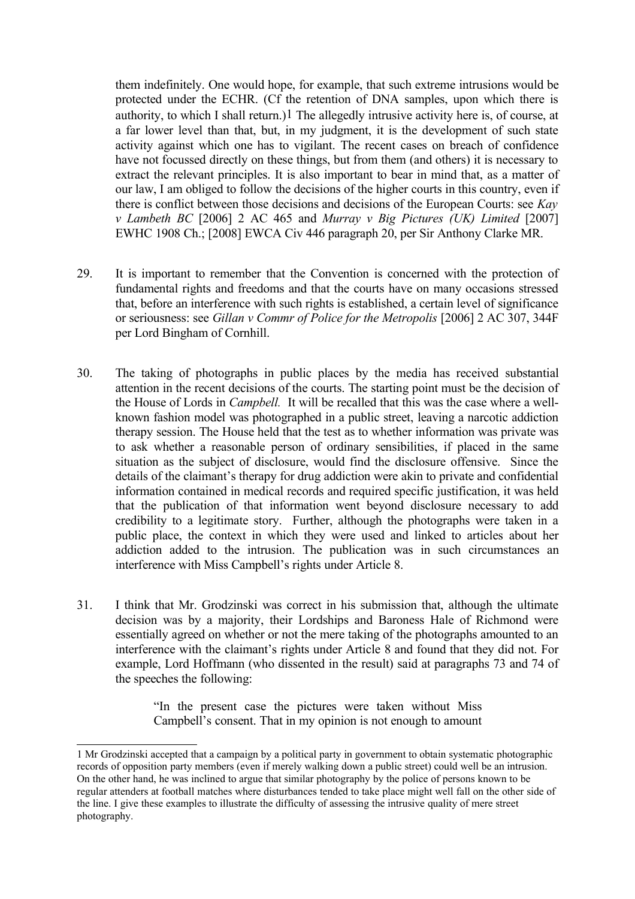them indefinitely. One would hope, for example, that such extreme intrusions would be protected under the ECHR. (Cf the retention of DNA samples, upon which there is authority, to which I shall return.)[1] The allegedly intrusive activity here is, of course, at a far lower level than that, but, in my judgment, it is the development of such state activity against which one has to vigilant. The recent cases on breach of confidence have not focussed directly on these things, but from them (and others) it is necessary to extract the relevant principles. It is also important to bear in mind that, as a matter of our law, I am obliged to follow the decisions of the higher courts in this country, even if there is conflict between those decisions and decisions of the European Courts: see *Kay v Lambeth BC* [2006] 2 AC 465 and *Murray v Big Pictures (UK) Limited* [2007] EWHC 1908 Ch.; [2008] EWCA Civ 446 paragraph 20, per Sir Anthony Clarke MR.

29. It is important to remember that the Convention is concerned with the protection of fundamental rights and freedoms and that the courts have on many occasions stressed that, before an interference with such rights is established, a certain level of significance or seriousness: see *Gillan v Commr of Police for the Metropolis* [2006] 2 AC 307, 344F per Lord Bingham of Cornhill.

30. The taking of photographs in public places by the media has received substantial attention in the recent decisions of the courts. The starting point must be the decision of the House of Lords in *Campbell.* It will be recalled that this was the case where a well-known fashion model was photographed in a public street, leaving a narcotic addiction therapy session. The House held that the test as to whether information was private was to ask whether a reasonable person of ordinary sensibilities, if placed in the same situation as the subject of disclosure, would find the disclosure offensive. Since the details of the claimant's therapy for drug addiction were akin to private and confidential information contained in medical records and required specific justification, it was held that the publication of that information went beyond disclosure necessary to add credibility to a legitimate story. Further, although the photographs were taken in a public place, the context in which they were used and linked to articles about her addiction added to the intrusion. The publication was in such circumstances an interference with Miss Campbell's rights under Article 8.

31. I think that Mr. Grodzinski was correct in his submission that, although the ultimate decision was by a majority, their Lordships and Baroness Hale of Richmond were essentially agreed on whether or not the mere taking of the photographs amounted to an interference with the claimant's rights under Article 8 and found that they did not. For example, Lord Hoffmann (who dissented in the result) said at paragraphs 73 and 74 of the speeches the following:

> "In the present case the pictures were taken without Miss Campbell's consent. That in my opinion is not enough to amount

---

1 Mr Grodzinski accepted that a campaign by a political party in government to obtain systematic photographic records of opposition party members (even if merely walking down a public street) could well be an intrusion. On the other hand, he was inclined to argue that similar photography by the police of persons known to be regular attenders at football matches where disturbances tended to take place might well fall on the other side of the line. I give these examples to illustrate the difficulty of assessing the intrusive quality of mere street photography.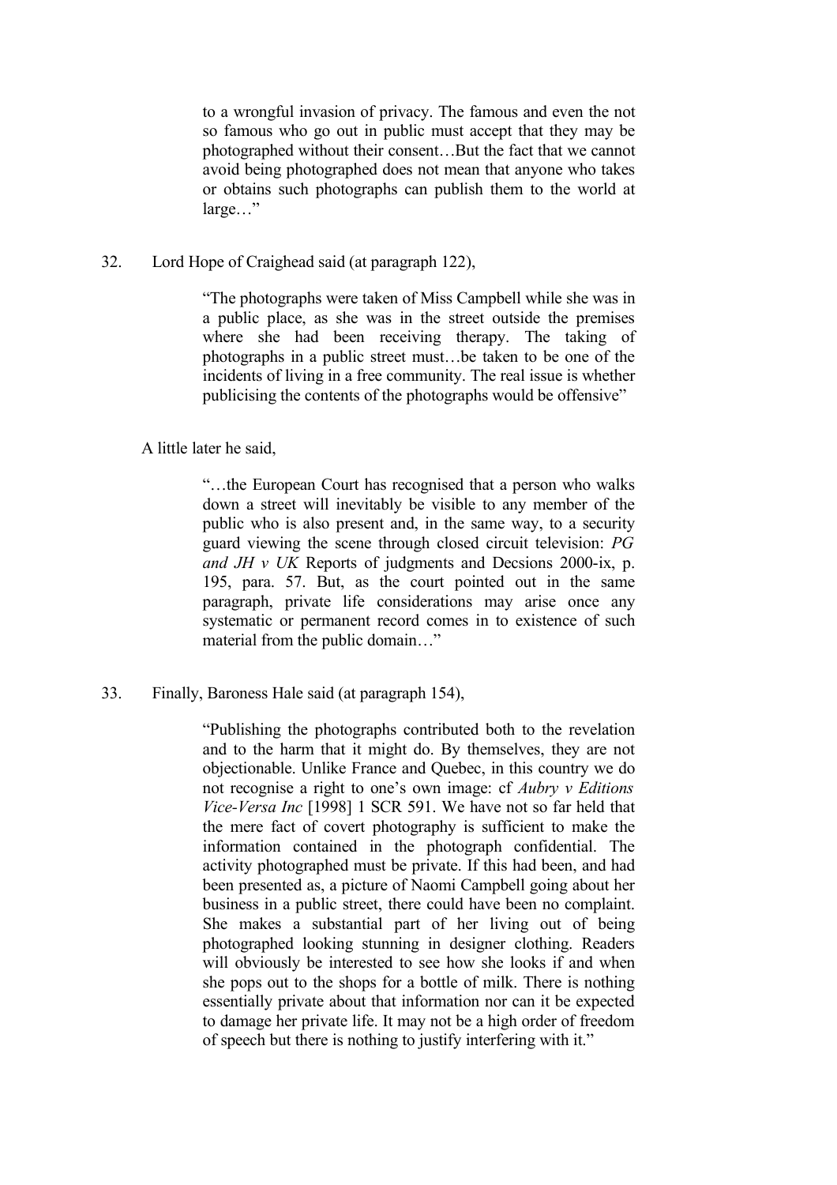> to a wrongful invasion of privacy. The famous and even the not so famous who go out in public must accept that they may be photographed without their consent…But the fact that we cannot avoid being photographed does not mean that anyone who takes or obtains such photographs can publish them to the world at large…"

32. Lord Hope of Craighead said (at paragraph 122),

> "The photographs were taken of Miss Campbell while she was in a public place, as she was in the street outside the premises where she had been receiving therapy. The taking of photographs in a public street must…be taken to be one of the incidents of living in a free community. The real issue is whether publicising the contents of the photographs would be offensive"

A little later he said,

> "…the European Court has recognised that a person who walks down a street will inevitably be visible to any member of the public who is also present and, in the same way, to a security guard viewing the scene through closed circuit television: *PG and JH v UK* Reports of judgments and Decsions 2000-ix, p. 195, para. 57. But, as the court pointed out in the same paragraph, private life considerations may arise once any systematic or permanent record comes in to existence of such material from the public domain…"

33. Finally, Baroness Hale said (at paragraph 154),

> "Publishing the photographs contributed both to the revelation and to the harm that it might do. By themselves, they are not objectionable. Unlike France and Quebec, in this country we do not recognise a right to one's own image: cf *Aubry v Editions Vice-Versa Inc* [1998] 1 SCR 591. We have not so far held that the mere fact of covert photography is sufficient to make the information contained in the photograph confidential. The activity photographed must be private. If this had been, and had been presented as, a picture of Naomi Campbell going about her business in a public street, there could have been no complaint. She makes a substantial part of her living out of being photographed looking stunning in designer clothing. Readers will obviously be interested to see how she looks if and when she pops out to the shops for a bottle of milk. There is nothing essentially private about that information nor can it be expected to damage her private life. It may not be a high order of freedom of speech but there is nothing to justify interfering with it."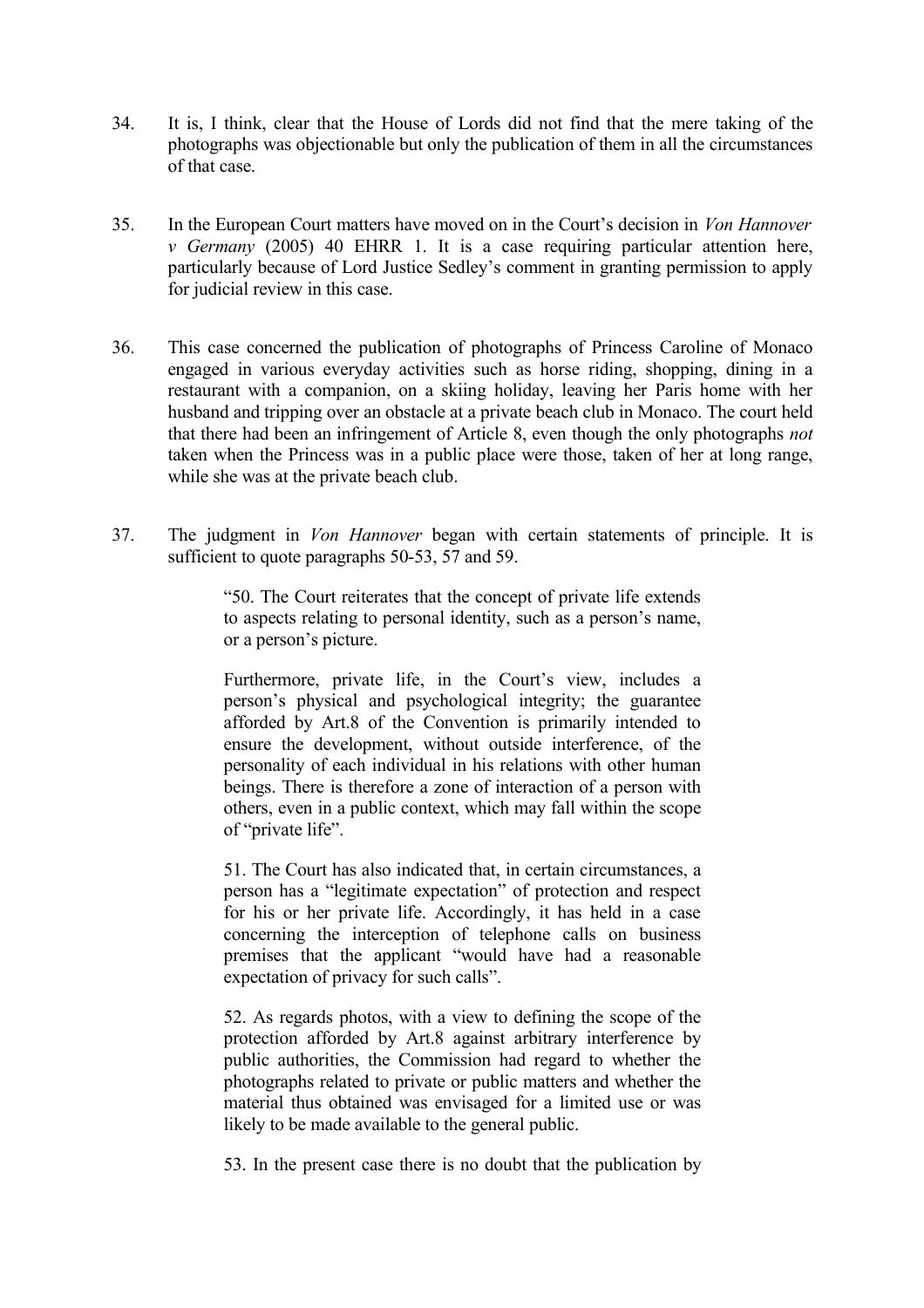34. It is, I think, clear that the House of Lords did not find that the mere taking of the photographs was objectionable but only the publication of them in all the circumstances of that case.

35. In the European Court matters have moved on in the Court's decision in *Von Hannover v Germany* (2005) 40 EHRR 1. It is a case requiring particular attention here, particularly because of Lord Justice Sedley's comment in granting permission to apply for judicial review in this case.

36. This case concerned the publication of photographs of Princess Caroline of Monaco engaged in various everyday activities such as horse riding, shopping, dining in a restaurant with a companion, on a skiing holiday, leaving her Paris home with her husband and tripping over an obstacle at a private beach club in Monaco. The court held that there had been an infringement of Article 8, even though the only photographs *not* taken when the Princess was in a public place were those, taken of her at long range, while she was at the private beach club.

37. The judgment in *Von Hannover* began with certain statements of principle. It is sufficient to quote paragraphs 50-53, 57 and 59.

> "50. The Court reiterates that the concept of private life extends to aspects relating to personal identity, such as a person's name, or a person's picture.
>
> Furthermore, private life, in the Court's view, includes a person's physical and psychological integrity; the guarantee afforded by Art.8 of the Convention is primarily intended to ensure the development, without outside interference, of the personality of each individual in his relations with other human beings. There is therefore a zone of interaction of a person with others, even in a public context, which may fall within the scope of "private life".
>
> 51. The Court has also indicated that, in certain circumstances, a person has a "legitimate expectation" of protection and respect for his or her private life. Accordingly, it has held in a case concerning the interception of telephone calls on business premises that the applicant "would have had a reasonable expectation of privacy for such calls".
>
> 52. As regards photos, with a view to defining the scope of the protection afforded by Art.8 against arbitrary interference by public authorities, the Commission had regard to whether the photographs related to private or public matters and whether the material thus obtained was envisaged for a limited use or was likely to be made available to the general public.
>
> 53. In the present case there is no doubt that the publication by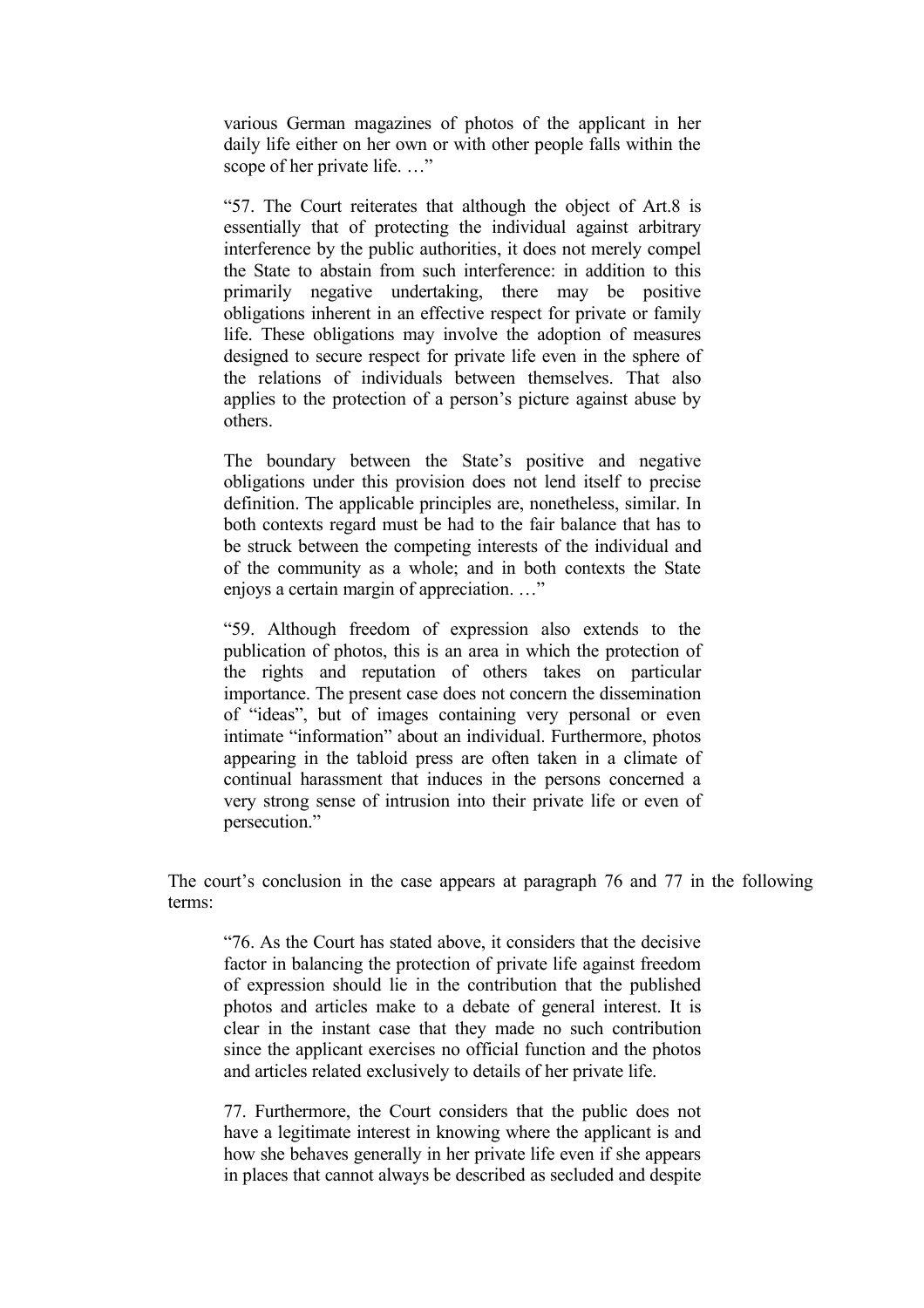> various German magazines of photos of the applicant in her daily life either on her own or with other people falls within the scope of her private life. …"

> "57. The Court reiterates that although the object of Art.8 is essentially that of protecting the individual against arbitrary interference by the public authorities, it does not merely compel the State to abstain from such interference: in addition to this primarily negative undertaking, there may be positive obligations inherent in an effective respect for private or family life. These obligations may involve the adoption of measures designed to secure respect for private life even in the sphere of the relations of individuals between themselves. That also applies to the protection of a person's picture against abuse by others.
>
> The boundary between the State's positive and negative obligations under this provision does not lend itself to precise definition. The applicable principles are, nonetheless, similar. In both contexts regard must be had to the fair balance that has to be struck between the competing interests of the individual and of the community as a whole; and in both contexts the State enjoys a certain margin of appreciation. …"

> "59. Although freedom of expression also extends to the publication of photos, this is an area in which the protection of the rights and reputation of others takes on particular importance. The present case does not concern the dissemination of "ideas", but of images containing very personal or even intimate "information" about an individual. Furthermore, photos appearing in the tabloid press are often taken in a climate of continual harassment that induces in the persons concerned a very strong sense of intrusion into their private life or even of persecution."

The court's conclusion in the case appears at paragraph 76 and 77 in the following terms:

> "76. As the Court has stated above, it considers that the decisive factor in balancing the protection of private life against freedom of expression should lie in the contribution that the published photos and articles make to a debate of general interest. It is clear in the instant case that they made no such contribution since the applicant exercises no official function and the photos and articles related exclusively to details of her private life.
>
> 77. Furthermore, the Court considers that the public does not have a legitimate interest in knowing where the applicant is and how she behaves generally in her private life even if she appears in places that cannot always be described as secluded and despite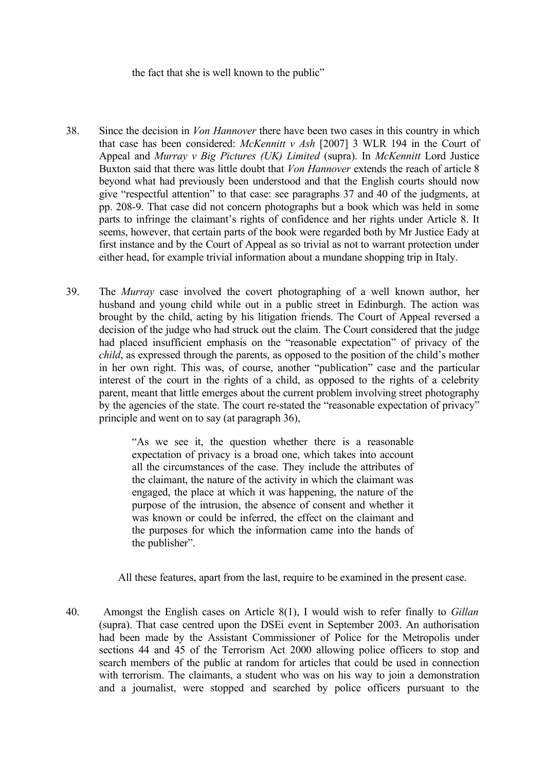the fact that she is well known to the public"

38. Since the decision in *Von Hannover* there have been two cases in this country in which that case has been considered: *McKennitt v Ash* [2007] 3 WLR 194 in the Court of Appeal and *Murray v Big Pictures (UK) Limited* (supra). In *McKennitt* Lord Justice Buxton said that there was little doubt that *Von Hannover* extends the reach of article 8 beyond what had previously been understood and that the English courts should now give "respectful attention" to that case: see paragraphs 37 and 40 of the judgments, at pp. 208-9. That case did not concern photographs but a book which was held in some parts to infringe the claimant's rights of confidence and her rights under Article 8. It seems, however, that certain parts of the book were regarded both by Mr Justice Eady at first instance and by the Court of Appeal as so trivial as not to warrant protection under either head, for example trivial information about a mundane shopping trip in Italy.

39. The *Murray* case involved the covert photographing of a well known author, her husband and young child while out in a public street in Edinburgh. The action was brought by the child, acting by his litigation friends. The Court of Appeal reversed a decision of the judge who had struck out the claim. The Court considered that the judge had placed insufficient emphasis on the "reasonable expectation" of privacy of the *child*, as expressed through the parents, as opposed to the position of the child's mother in her own right. This was, of course, another "publication" case and the particular interest of the court in the rights of a child, as opposed to the rights of a celebrity parent, meant that little emerges about the current problem involving street photography by the agencies of the state. The court re-stated the "reasonable expectation of privacy" principle and went on to say (at paragraph 36),

> "As we see it, the question whether there is a reasonable expectation of privacy is a broad one, which takes into account all the circumstances of the case. They include the attributes of the claimant, the nature of the activity in which the claimant was engaged, the place at which it was happening, the nature of the purpose of the intrusion, the absence of consent and whether it was known or could be inferred, the effect on the claimant and the purposes for which the information came into the hands of the publisher".

All these features, apart from the last, require to be examined in the present case.

40. Amongst the English cases on Article 8(1), I would wish to refer finally to *Gillan* (supra). That case centred upon the DSEi event in September 2003. An authorisation had been made by the Assistant Commissioner of Police for the Metropolis under sections 44 and 45 of the Terrorism Act 2000 allowing police officers to stop and search members of the public at random for articles that could be used in connection with terrorism. The claimants, a student who was on his way to join a demonstration and a journalist, were stopped and searched by police officers pursuant to the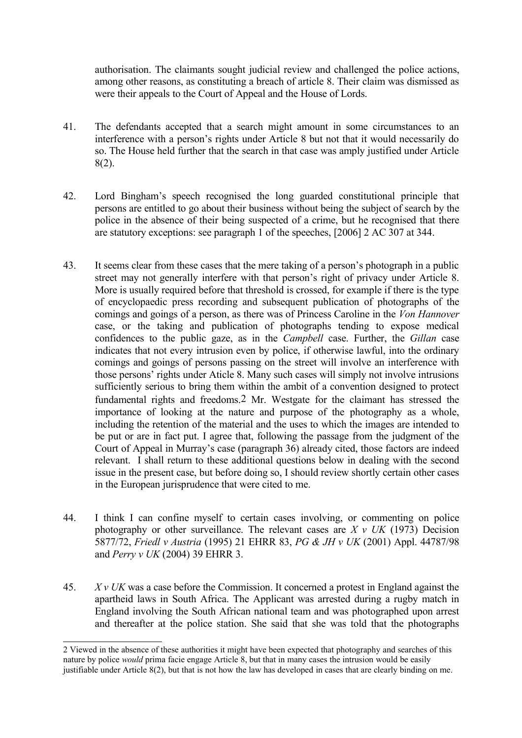authorisation. The claimants sought judicial review and challenged the police actions, among other reasons, as constituting a breach of article 8. Their claim was dismissed as were their appeals to the Court of Appeal and the House of Lords.

41. The defendants accepted that a search might amount in some circumstances to an interference with a person's rights under Article 8 but not that it would necessarily do so. The House held further that the search in that case was amply justified under Article 8(2).

42. Lord Bingham's speech recognised the long guarded constitutional principle that persons are entitled to go about their business without being the subject of search by the police in the absence of their being suspected of a crime, but he recognised that there are statutory exceptions: see paragraph 1 of the speeches, [2006] 2 AC 307 at 344.

43. It seems clear from these cases that the mere taking of a person's photograph in a public street may not generally interfere with that person's right of privacy under Article 8. More is usually required before that threshold is crossed, for example if there is the type of encyclopaedic press recording and subsequent publication of photographs of the comings and goings of a person, as there was of Princess Caroline in the *Von Hannover* case, or the taking and publication of photographs tending to expose medical confidences to the public gaze, as in the *Campbell* case. Further, the *Gillan* case indicates that not every intrusion even by police, if otherwise lawful, into the ordinary comings and goings of persons passing on the street will involve an interference with those persons' rights under Aticle 8. Many such cases will simply not involve intrusions sufficiently serious to bring them within the ambit of a convention designed to protect fundamental rights and freedoms.[2] Mr. Westgate for the claimant has stressed the importance of looking at the nature and purpose of the photography as a whole, including the retention of the material and the uses to which the images are intended to be put or are in fact put. I agree that, following the passage from the judgment of the Court of Appeal in Murray's case (paragraph 36) already cited, those factors are indeed relevant. I shall return to these additional questions below in dealing with the second issue in the present case, but before doing so, I should review shortly certain other cases in the European jurisprudence that were cited to me.

44. I think I can confine myself to certain cases involving, or commenting on police photography or other surveillance. The relevant cases are *X v UK* (1973) Decision 5877/72, *Friedl v Austria* (1995) 21 EHRR 83, *PG & JH v UK* (2001) Appl. 44787/98 and *Perry v UK* (2004) 39 EHRR 3.

45. *X v UK* was a case before the Commission. It concerned a protest in England against the apartheid laws in South Africa. The Applicant was arrested during a rugby match in England involving the South African national team and was photographed upon arrest and thereafter at the police station. She said that she was told that the photographs

---

[2] Viewed in the absence of these authorities it might have been expected that photography and searches of this nature by police *would* prima facie engage Article 8, but that in many cases the intrusion would be easily justifiable under Article 8(2), but that is not how the law has developed in cases that are clearly binding on me.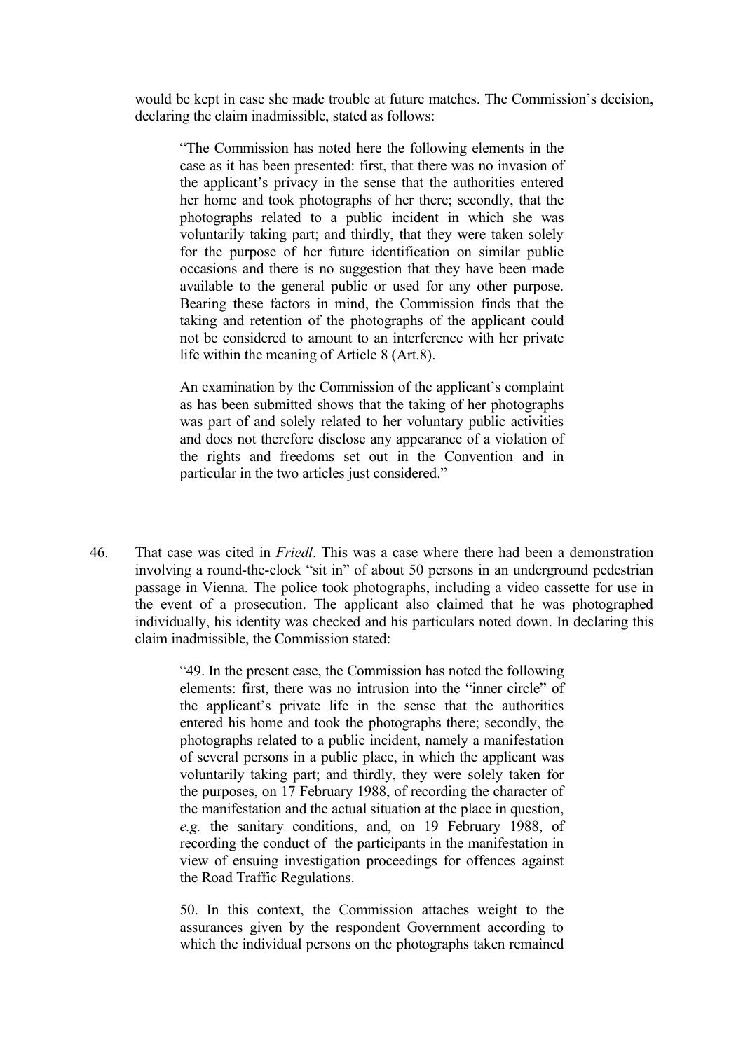would be kept in case she made trouble at future matches. The Commission's decision, declaring the claim inadmissible, stated as follows:

> "The Commission has noted here the following elements in the case as it has been presented: first, that there was no invasion of the applicant's privacy in the sense that the authorities entered her home and took photographs of her there; secondly, that the photographs related to a public incident in which she was voluntarily taking part; and thirdly, that they were taken solely for the purpose of her future identification on similar public occasions and there is no suggestion that they have been made available to the general public or used for any other purpose. Bearing these factors in mind, the Commission finds that the taking and retention of the photographs of the applicant could not be considered to amount to an interference with her private life within the meaning of Article 8 (Art.8).
>
> An examination by the Commission of the applicant's complaint as has been submitted shows that the taking of her photographs was part of and solely related to her voluntary public activities and does not therefore disclose any appearance of a violation of the rights and freedoms set out in the Convention and in particular in the two articles just considered."

46. That case was cited in *Friedl*. This was a case where there had been a demonstration involving a round-the-clock "sit in" of about 50 persons in an underground pedestrian passage in Vienna. The police took photographs, including a video cassette for use in the event of a prosecution. The applicant also claimed that he was photographed individually, his identity was checked and his particulars noted down. In declaring this claim inadmissible, the Commission stated:

> "49. In the present case, the Commission has noted the following elements: first, there was no intrusion into the "inner circle" of the applicant's private life in the sense that the authorities entered his home and took the photographs there; secondly, the photographs related to a public incident, namely a manifestation of several persons in a public place, in which the applicant was voluntarily taking part; and thirdly, they were solely taken for the purposes, on 17 February 1988, of recording the character of the manifestation and the actual situation at the place in question, *e.g.* the sanitary conditions, and, on 19 February 1988, of recording the conduct of the participants in the manifestation in view of ensuing investigation proceedings for offences against the Road Traffic Regulations.
>
> 50. In this context, the Commission attaches weight to the assurances given by the respondent Government according to which the individual persons on the photographs taken remained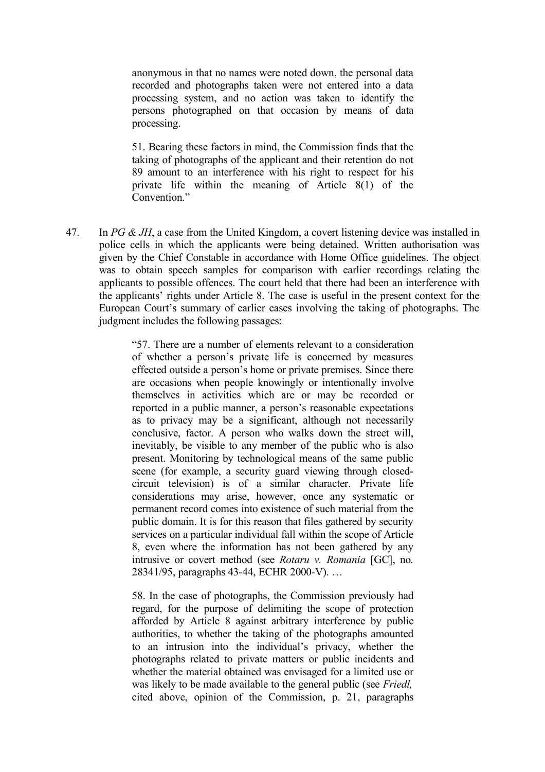anonymous in that no names were noted down, the personal data recorded and photographs taken were not entered into a data processing system, and no action was taken to identify the persons photographed on that occasion by means of data processing.

> 51. Bearing these factors in mind, the Commission finds that the taking of photographs of the applicant and their retention do not 89 amount to an interference with his right to respect for his private life within the meaning of Article 8(1) of the Convention."

47. In *PG & JH*, a case from the United Kingdom, a covert listening device was installed in police cells in which the applicants were being detained. Written authorisation was given by the Chief Constable in accordance with Home Office guidelines. The object was to obtain speech samples for comparison with earlier recordings relating the applicants to possible offences. The court held that there had been an interference with the applicants' rights under Article 8. The case is useful in the present context for the European Court's summary of earlier cases involving the taking of photographs. The judgment includes the following passages:

> "57. There are a number of elements relevant to a consideration of whether a person's private life is concerned by measures effected outside a person's home or private premises. Since there are occasions when people knowingly or intentionally involve themselves in activities which are or may be recorded or reported in a public manner, a person's reasonable expectations as to privacy may be a significant, although not necessarily conclusive, factor. A person who walks down the street will, inevitably, be visible to any member of the public who is also present. Monitoring by technological means of the same public scene (for example, a security guard viewing through closed-circuit television) is of a similar character. Private life considerations may arise, however, once any systematic or permanent record comes into existence of such material from the public domain. It is for this reason that files gathered by security services on a particular individual fall within the scope of Article 8, even where the information has not been gathered by any intrusive or covert method (see *Rotaru v. Romania* [GC], no. 28341/95, paragraphs 43-44, ECHR 2000-V). …
>
> 58. In the case of photographs, the Commission previously had regard, for the purpose of delimiting the scope of protection afforded by Article 8 against arbitrary interference by public authorities, to whether the taking of the photographs amounted to an intrusion into the individual's privacy, whether the photographs related to private matters or public incidents and whether the material obtained was envisaged for a limited use or was likely to be made available to the general public (see *Friedl,* cited above, opinion of the Commission, p. 21, paragraphs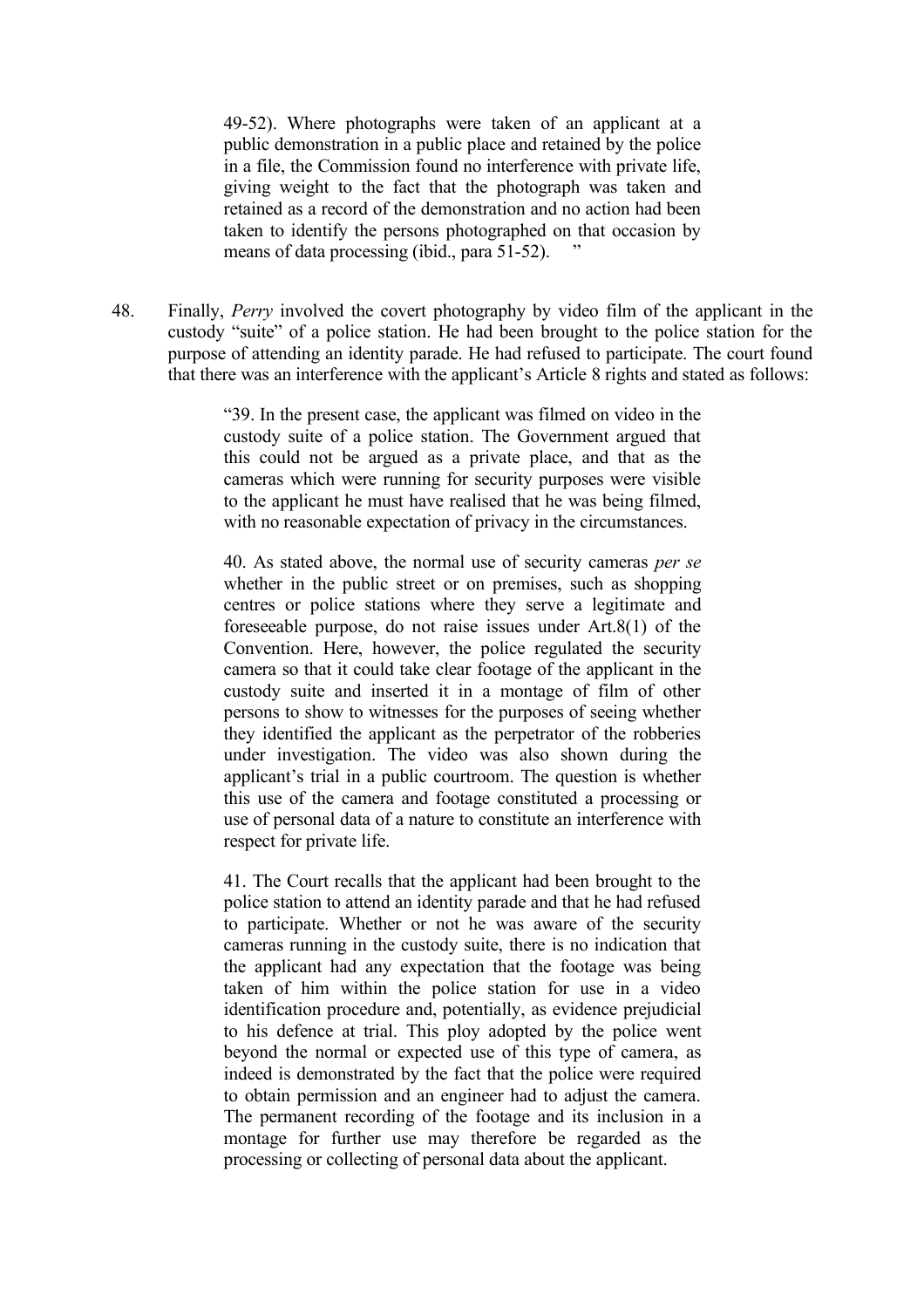> 49-52). Where photographs were taken of an applicant at a public demonstration in a public place and retained by the police in a file, the Commission found no interference with private life, giving weight to the fact that the photograph was taken and retained as a record of the demonstration and no action had been taken to identify the persons photographed on that occasion by means of data processing (ibid., para 51-52). "

48. Finally, *Perry* involved the covert photography by video film of the applicant in the custody "suite" of a police station. He had been brought to the police station for the purpose of attending an identity parade. He had refused to participate. The court found that there was an interference with the applicant's Article 8 rights and stated as follows:

> "39. In the present case, the applicant was filmed on video in the custody suite of a police station. The Government argued that this could not be argued as a private place, and that as the cameras which were running for security purposes were visible to the applicant he must have realised that he was being filmed, with no reasonable expectation of privacy in the circumstances.
>
> 40. As stated above, the normal use of security cameras *per se* whether in the public street or on premises, such as shopping centres or police stations where they serve a legitimate and foreseeable purpose, do not raise issues under Art.8(1) of the Convention. Here, however, the police regulated the security camera so that it could take clear footage of the applicant in the custody suite and inserted it in a montage of film of other persons to show to witnesses for the purposes of seeing whether they identified the applicant as the perpetrator of the robberies under investigation. The video was also shown during the applicant's trial in a public courtroom. The question is whether this use of the camera and footage constituted a processing or use of personal data of a nature to constitute an interference with respect for private life.
>
> 41. The Court recalls that the applicant had been brought to the police station to attend an identity parade and that he had refused to participate. Whether or not he was aware of the security cameras running in the custody suite, there is no indication that the applicant had any expectation that the footage was being taken of him within the police station for use in a video identification procedure and, potentially, as evidence prejudicial to his defence at trial. This ploy adopted by the police went beyond the normal or expected use of this type of camera, as indeed is demonstrated by the fact that the police were required to obtain permission and an engineer had to adjust the camera. The permanent recording of the footage and its inclusion in a montage for further use may therefore be regarded as the processing or collecting of personal data about the applicant.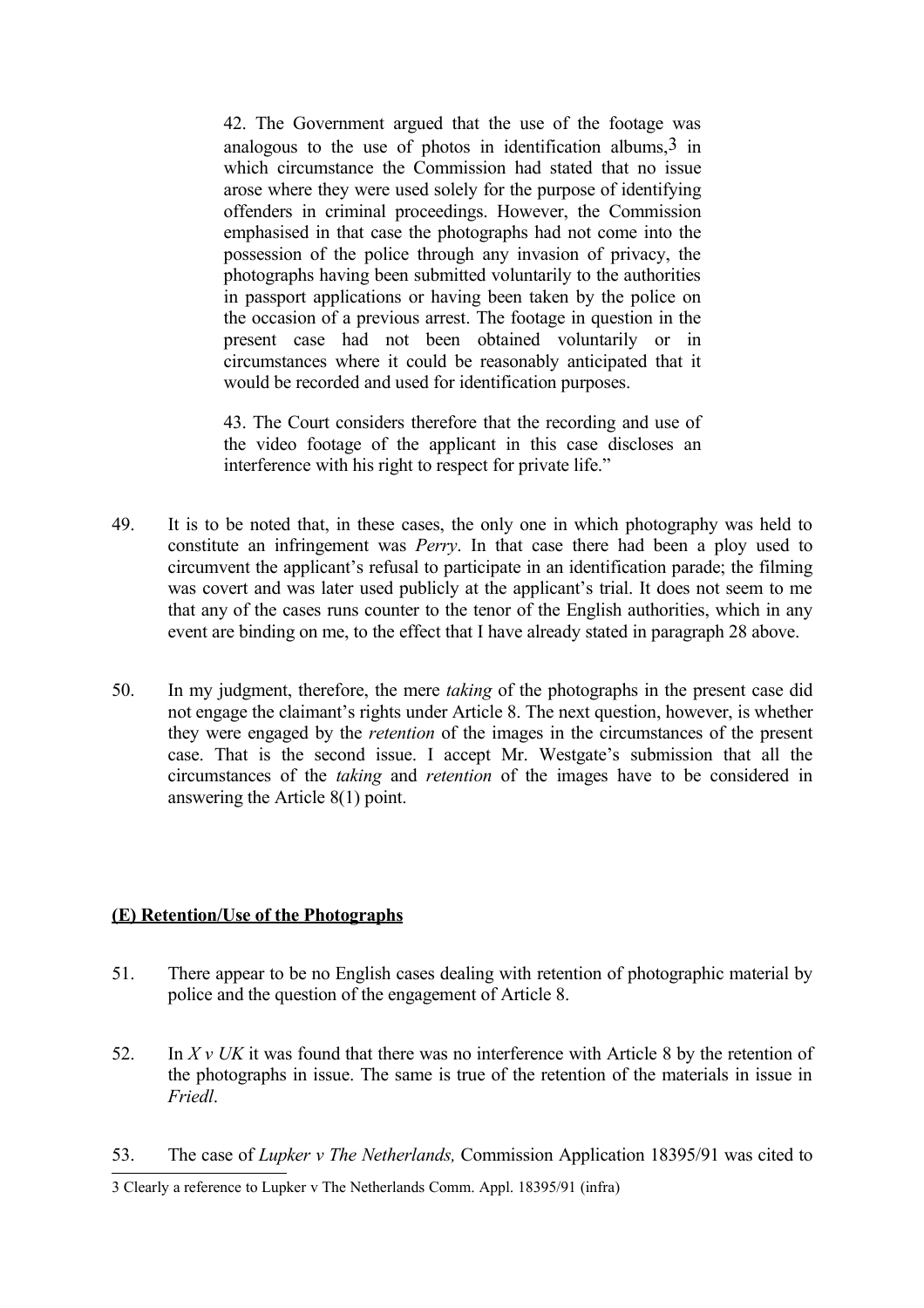> 42. The Government argued that the use of the footage was analogous to the use of photos in identification albums,[3] in which circumstance the Commission had stated that no issue arose where they were used solely for the purpose of identifying offenders in criminal proceedings. However, the Commission emphasised in that case the photographs had not come into the possession of the police through any invasion of privacy, the photographs having been submitted voluntarily to the authorities in passport applications or having been taken by the police on the occasion of a previous arrest. The footage in question in the present case had not been obtained voluntarily or in circumstances where it could be reasonably anticipated that it would be recorded and used for identification purposes.
>
> 43. The Court considers therefore that the recording and use of the video footage of the applicant in this case discloses an interference with his right to respect for private life."

49. It is to be noted that, in these cases, the only one in which photography was held to constitute an infringement was *Perry*. In that case there had been a ploy used to circumvent the applicant's refusal to participate in an identification parade; the filming was covert and was later used publicly at the applicant's trial. It does not seem to me that any of the cases runs counter to the tenor of the English authorities, which in any event are binding on me, to the effect that I have already stated in paragraph 28 above.

50. In my judgment, therefore, the mere *taking* of the photographs in the present case did not engage the claimant's rights under Article 8. The next question, however, is whether they were engaged by the *retention* of the images in the circumstances of the present case. That is the second issue. I accept Mr. Westgate's submission that all the circumstances of the *taking* and *retention* of the images have to be considered in answering the Article 8(1) point.

**(E) Retention/Use of the Photographs**

51. There appear to be no English cases dealing with retention of photographic material by police and the question of the engagement of Article 8.

52. In *X v UK* it was found that there was no interference with Article 8 by the retention of the photographs in issue. The same is true of the retention of the materials in issue in *Friedl*.

53. The case of *Lupker v The Netherlands,* Commission Application 18395/91 was cited to

[3] Clearly a reference to Lupker v The Netherlands Comm. Appl. 18395/91 (infra)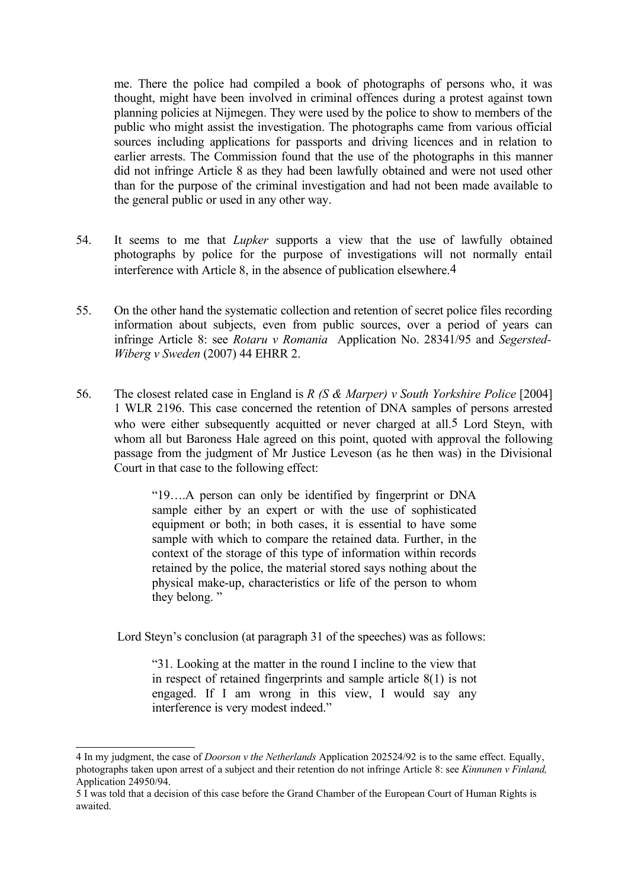me. There the police had compiled a book of photographs of persons who, it was thought, might have been involved in criminal offences during a protest against town planning policies at Nijmegen. They were used by the police to show to members of the public who might assist the investigation. The photographs came from various official sources including applications for passports and driving licences and in relation to earlier arrests. The Commission found that the use of the photographs in this manner did not infringe Article 8 as they had been lawfully obtained and were not used other than for the purpose of the criminal investigation and had not been made available to the general public or used in any other way.

54. It seems to me that *Lupker* supports a view that the use of lawfully obtained photographs by police for the purpose of investigations will not normally entail interference with Article 8, in the absence of publication elsewhere.[4]

55. On the other hand the systematic collection and retention of secret police files recording information about subjects, even from public sources, over a period of years can infringe Article 8: see *Rotaru v Romania* Application No. 28341/95 and *Segersted-Wiberg v Sweden* (2007) 44 EHRR 2.

56. The closest related case in England is *R (S & Marper) v South Yorkshire Police* [2004] 1 WLR 2196. This case concerned the retention of DNA samples of persons arrested who were either subsequently acquitted or never charged at all.[5] Lord Steyn, with whom all but Baroness Hale agreed on this point, quoted with approval the following passage from the judgment of Mr Justice Leveson (as he then was) in the Divisional Court in that case to the following effect:

> "19….A person can only be identified by fingerprint or DNA sample either by an expert or with the use of sophisticated equipment or both; in both cases, it is essential to have some sample with which to compare the retained data. Further, in the context of the storage of this type of information within records retained by the police, the material stored says nothing about the physical make-up, characteristics or life of the person to whom they belong. "

Lord Steyn's conclusion (at paragraph 31 of the speeches) was as follows:

> "31. Looking at the matter in the round I incline to the view that in respect of retained fingerprints and sample article 8(1) is not engaged. If I am wrong in this view, I would say any interference is very modest indeed."

---

4 In my judgment, the case of *Doorson v the Netherlands* Application 202524/92 is to the same effect. Equally, photographs taken upon arrest of a subject and their retention do not infringe Article 8: see *Kinnunen v Finland,* Application 24950/94.

5 I was told that a decision of this case before the Grand Chamber of the European Court of Human Rights is awaited.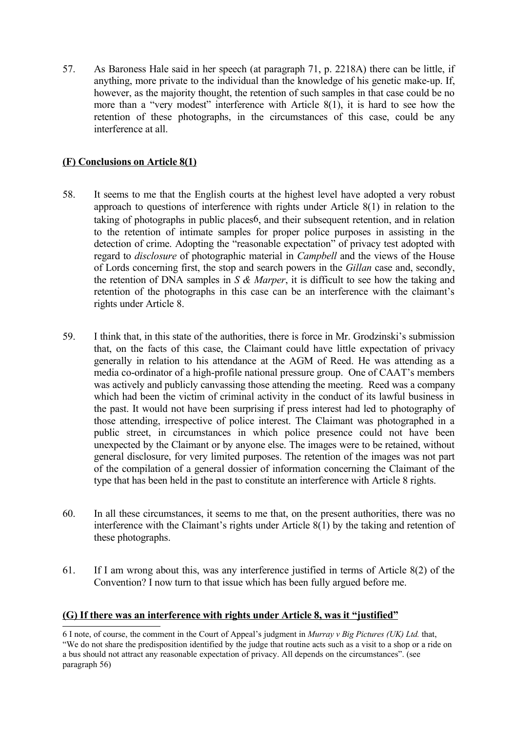57. As Baroness Hale said in her speech (at paragraph 71, p. 2218A) there can be little, if anything, more private to the individual than the knowledge of his genetic make-up. If, however, as the majority thought, the retention of such samples in that case could be no more than a "very modest" interference with Article 8(1), it is hard to see how the retention of these photographs, in the circumstances of this case, could be any interference at all.

## (F) Conclusions on Article 8(1)

58. It seems to me that the English courts at the highest level have adopted a very robust approach to questions of interference with rights under Article 8(1) in relation to the taking of photographs in public places[6], and their subsequent retention, and in relation to the retention of intimate samples for proper police purposes in assisting in the detection of crime. Adopting the "reasonable expectation" of privacy test adopted with regard to *disclosure* of photographic material in *Campbell* and the views of the House of Lords concerning first, the stop and search powers in the *Gillan* case and, secondly, the retention of DNA samples in *S & Marper*, it is difficult to see how the taking and retention of the photographs in this case can be an interference with the claimant's rights under Article 8.

59. I think that, in this state of the authorities, there is force in Mr. Grodzinski's submission that, on the facts of this case, the Claimant could have little expectation of privacy generally in relation to his attendance at the AGM of Reed. He was attending as a media co-ordinator of a high-profile national pressure group. One of CAAT's members was actively and publicly canvassing those attending the meeting. Reed was a company which had been the victim of criminal activity in the conduct of its lawful business in the past. It would not have been surprising if press interest had led to photography of those attending, irrespective of police interest. The Claimant was photographed in a public street, in circumstances in which police presence could not have been unexpected by the Claimant or by anyone else. The images were to be retained, without general disclosure, for very limited purposes. The retention of the images was not part of the compilation of a general dossier of information concerning the Claimant of the type that has been held in the past to constitute an interference with Article 8 rights.

60. In all these circumstances, it seems to me that, on the present authorities, there was no interference with the Claimant's rights under Article 8(1) by the taking and retention of these photographs.

61. If I am wrong about this, was any interference justified in terms of Article 8(2) of the Convention? I now turn to that issue which has been fully argued before me.

## (G) If there was an interference with rights under Article 8, was it "justified"

---

[6] I note, of course, the comment in the Court of Appeal's judgment in *Murray v Big Pictures (UK) Ltd.* that, "We do not share the predisposition identified by the judge that routine acts such as a visit to a shop or a ride on a bus should not attract any reasonable expectation of privacy. All depends on the circumstances". (see paragraph 56)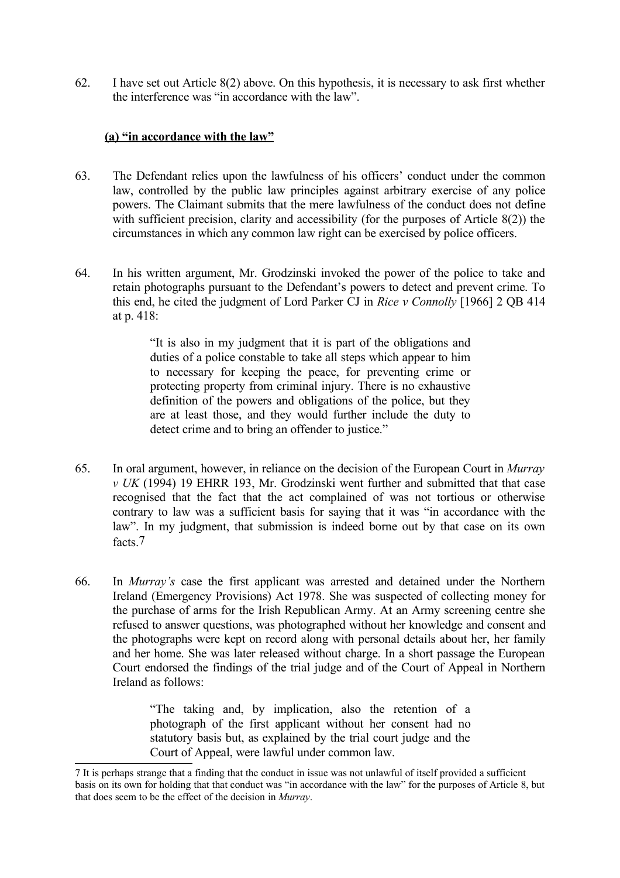62. I have set out Article 8(2) above. On this hypothesis, it is necessary to ask first whether the interference was "in accordance with the law".

**(a) "in accordance with the law"**

63. The Defendant relies upon the lawfulness of his officers' conduct under the common law, controlled by the public law principles against arbitrary exercise of any police powers. The Claimant submits that the mere lawfulness of the conduct does not define with sufficient precision, clarity and accessibility (for the purposes of Article 8(2)) the circumstances in which any common law right can be exercised by police officers.

64. In his written argument, Mr. Grodzinski invoked the power of the police to take and retain photographs pursuant to the Defendant's powers to detect and prevent crime. To this end, he cited the judgment of Lord Parker CJ in *Rice v Connolly* [1966] 2 QB 414 at p. 418:

> "It is also in my judgment that it is part of the obligations and duties of a police constable to take all steps which appear to him to necessary for keeping the peace, for preventing crime or protecting property from criminal injury. There is no exhaustive definition of the powers and obligations of the police, but they are at least those, and they would further include the duty to detect crime and to bring an offender to justice."

65. In oral argument, however, in reliance on the decision of the European Court in *Murray v UK* (1994) 19 EHRR 193, Mr. Grodzinski went further and submitted that that case recognised that the fact that the act complained of was not tortious or otherwise contrary to law was a sufficient basis for saying that it was "in accordance with the law". In my judgment, that submission is indeed borne out by that case on its own facts.[7]

66. In *Murray's* case the first applicant was arrested and detained under the Northern Ireland (Emergency Provisions) Act 1978. She was suspected of collecting money for the purchase of arms for the Irish Republican Army. At an Army screening centre she refused to answer questions, was photographed without her knowledge and consent and the photographs were kept on record along with personal details about her, her family and her home. She was later released without charge. In a short passage the European Court endorsed the findings of the trial judge and of the Court of Appeal in Northern Ireland as follows:

> "The taking and, by implication, also the retention of a photograph of the first applicant without her consent had no statutory basis but, as explained by the trial court judge and the Court of Appeal, were lawful under common law.

---

7 It is perhaps strange that a finding that the conduct in issue was not unlawful of itself provided a sufficient basis on its own for holding that that conduct was "in accordance with the law" for the purposes of Article 8, but that does seem to be the effect of the decision in *Murray*.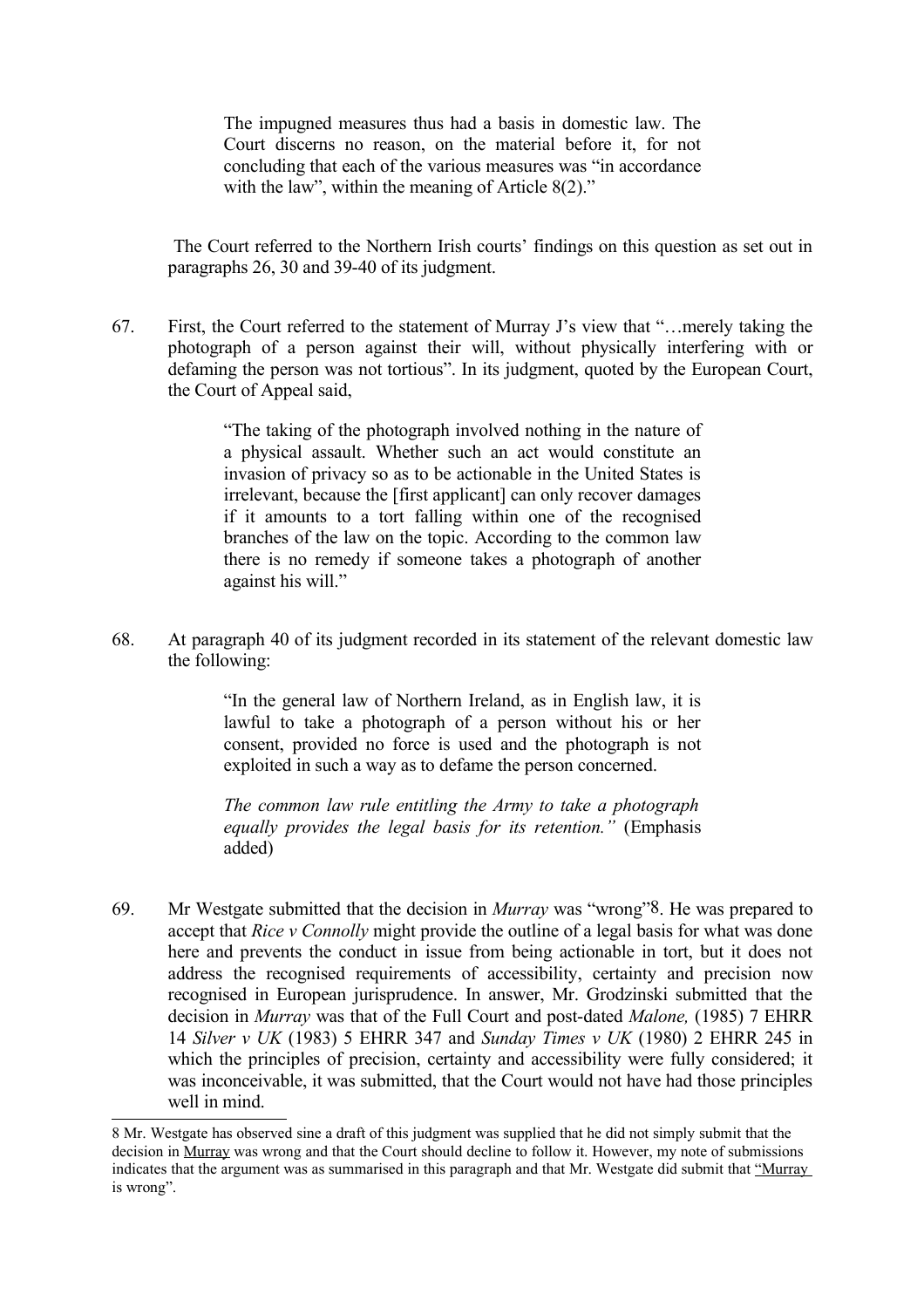> The impugned measures thus had a basis in domestic law. The Court discerns no reason, on the material before it, for not concluding that each of the various measures was "in accordance with the law", within the meaning of Article 8(2)."

The Court referred to the Northern Irish courts' findings on this question as set out in paragraphs 26, 30 and 39-40 of its judgment.

67. First, the Court referred to the statement of Murray J's view that "…merely taking the photograph of a person against their will, without physically interfering with or defaming the person was not tortious". In its judgment, quoted by the European Court, the Court of Appeal said,

> "The taking of the photograph involved nothing in the nature of a physical assault. Whether such an act would constitute an invasion of privacy so as to be actionable in the United States is irrelevant, because the [first applicant] can only recover damages if it amounts to a tort falling within one of the recognised branches of the law on the topic. According to the common law there is no remedy if someone takes a photograph of another against his will."

68. At paragraph 40 of its judgment recorded in its statement of the relevant domestic law the following:

> "In the general law of Northern Ireland, as in English law, it is lawful to take a photograph of a person without his or her consent, provided no force is used and the photograph is not exploited in such a way as to defame the person concerned.
>
> *The common law rule entitling the Army to take a photograph equally provides the legal basis for its retention."* (Emphasis added)

69. Mr Westgate submitted that the decision in *Murray* was "wrong"[8]. He was prepared to accept that *Rice v Connolly* might provide the outline of a legal basis for what was done here and prevents the conduct in issue from being actionable in tort, but it does not address the recognised requirements of accessibility, certainty and precision now recognised in European jurisprudence. In answer, Mr. Grodzinski submitted that the decision in *Murray* was that of the Full Court and post-dated *Malone,* (1985) 7 EHRR 14 *Silver v UK* (1983) 5 EHRR 347 and *Sunday Times v UK* (1980) 2 EHRR 245 in which the principles of precision, certainty and accessibility were fully considered; it was inconceivable, it was submitted, that the Court would not have had those principles well in mind.

---

8 Mr. Westgate has observed sine a draft of this judgment was supplied that he did not simply submit that the decision in Murray was wrong and that the Court should decline to follow it. However, my note of submissions indicates that the argument was as summarised in this paragraph and that Mr. Westgate did submit that "Murray is wrong".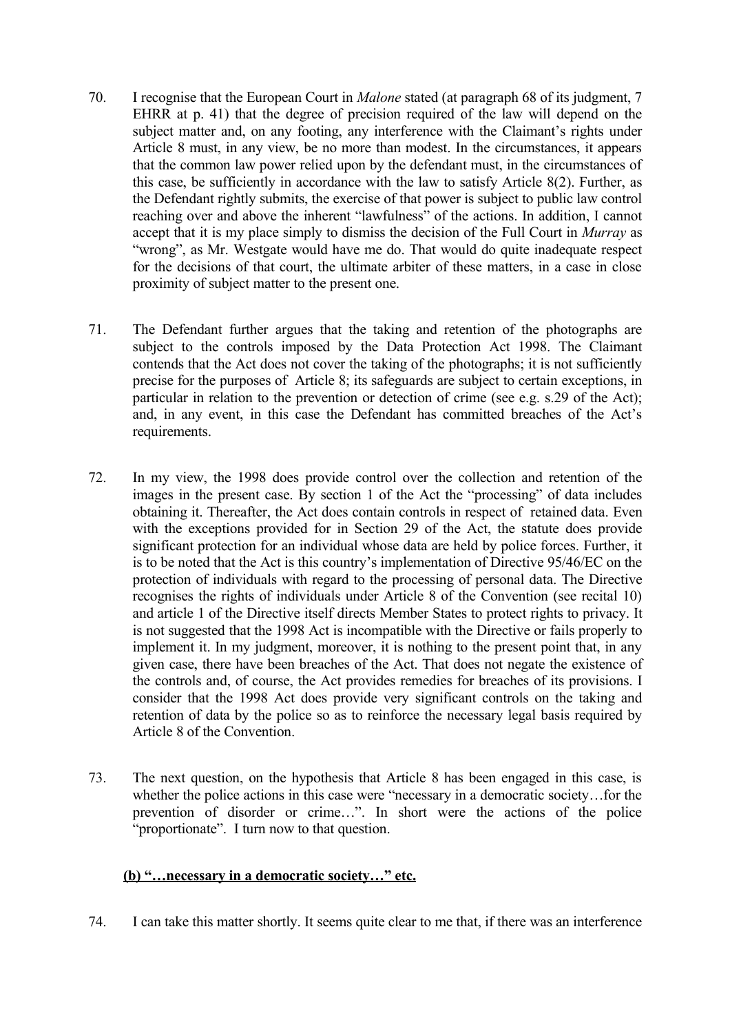70. I recognise that the European Court in *Malone* stated (at paragraph 68 of its judgment, 7 EHRR at p. 41) that the degree of precision required of the law will depend on the subject matter and, on any footing, any interference with the Claimant's rights under Article 8 must, in any view, be no more than modest. In the circumstances, it appears that the common law power relied upon by the defendant must, in the circumstances of this case, be sufficiently in accordance with the law to satisfy Article 8(2). Further, as the Defendant rightly submits, the exercise of that power is subject to public law control reaching over and above the inherent "lawfulness" of the actions. In addition, I cannot accept that it is my place simply to dismiss the decision of the Full Court in *Murray* as "wrong", as Mr. Westgate would have me do. That would do quite inadequate respect for the decisions of that court, the ultimate arbiter of these matters, in a case in close proximity of subject matter to the present one.

71. The Defendant further argues that the taking and retention of the photographs are subject to the controls imposed by the Data Protection Act 1998. The Claimant contends that the Act does not cover the taking of the photographs; it is not sufficiently precise for the purposes of Article 8; its safeguards are subject to certain exceptions, in particular in relation to the prevention or detection of crime (see e.g. s.29 of the Act); and, in any event, in this case the Defendant has committed breaches of the Act's requirements.

72. In my view, the 1998 does provide control over the collection and retention of the images in the present case. By section 1 of the Act the "processing" of data includes obtaining it. Thereafter, the Act does contain controls in respect of retained data. Even with the exceptions provided for in Section 29 of the Act, the statute does provide significant protection for an individual whose data are held by police forces. Further, it is to be noted that the Act is this country's implementation of Directive 95/46/EC on the protection of individuals with regard to the processing of personal data. The Directive recognises the rights of individuals under Article 8 of the Convention (see recital 10) and article 1 of the Directive itself directs Member States to protect rights to privacy. It is not suggested that the 1998 Act is incompatible with the Directive or fails properly to implement it. In my judgment, moreover, it is nothing to the present point that, in any given case, there have been breaches of the Act. That does not negate the existence of the controls and, of course, the Act provides remedies for breaches of its provisions. I consider that the 1998 Act does provide very significant controls on the taking and retention of data by the police so as to reinforce the necessary legal basis required by Article 8 of the Convention.

73. The next question, on the hypothesis that Article 8 has been engaged in this case, is whether the police actions in this case were "necessary in a democratic society…for the prevention of disorder or crime…". In short were the actions of the police "proportionate". I turn now to that question.

**(b) "…necessary in a democratic society…" etc.**

74. I can take this matter shortly. It seems quite clear to me that, if there was an interference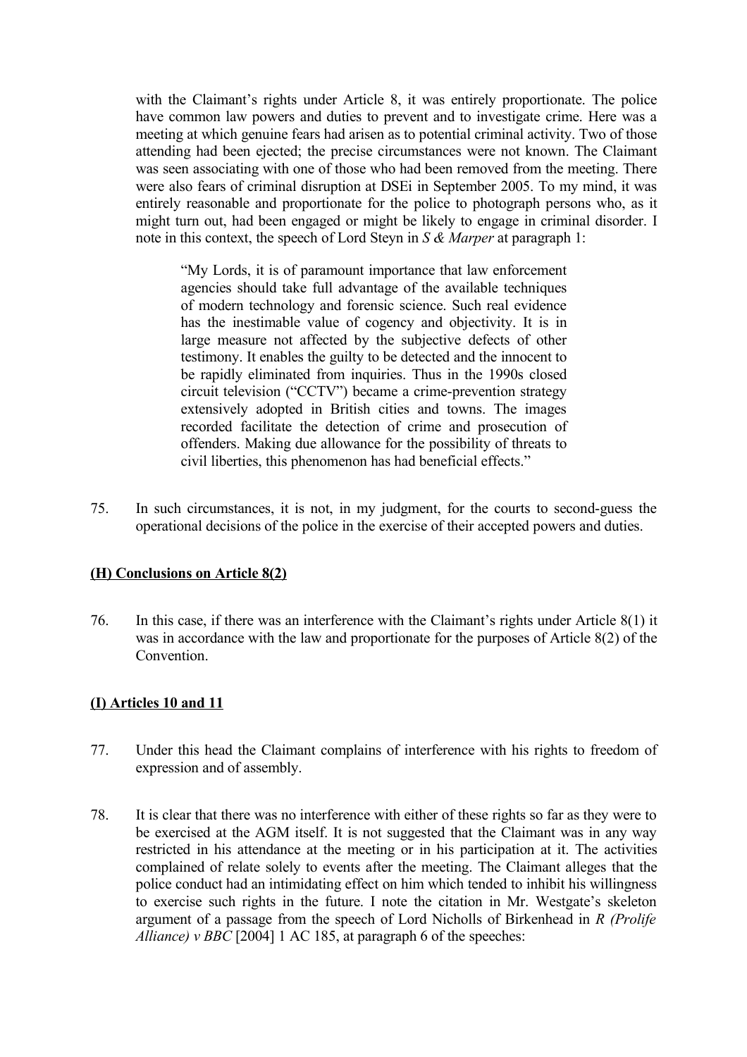with the Claimant's rights under Article 8, it was entirely proportionate. The police have common law powers and duties to prevent and to investigate crime. Here was a meeting at which genuine fears had arisen as to potential criminal activity. Two of those attending had been ejected; the precise circumstances were not known. The Claimant was seen associating with one of those who had been removed from the meeting. There were also fears of criminal disruption at DSEi in September 2005. To my mind, it was entirely reasonable and proportionate for the police to photograph persons who, as it might turn out, had been engaged or might be likely to engage in criminal disorder. I note in this context, the speech of Lord Steyn in *S & Marper* at paragraph 1:

> "My Lords, it is of paramount importance that law enforcement agencies should take full advantage of the available techniques of modern technology and forensic science. Such real evidence has the inestimable value of cogency and objectivity. It is in large measure not affected by the subjective defects of other testimony. It enables the guilty to be detected and the innocent to be rapidly eliminated from inquiries. Thus in the 1990s closed circuit television ("CCTV") became a crime-prevention strategy extensively adopted in British cities and towns. The images recorded facilitate the detection of crime and prosecution of offenders. Making due allowance for the possibility of threats to civil liberties, this phenomenon has had beneficial effects."

75. In such circumstances, it is not, in my judgment, for the courts to second-guess the operational decisions of the police in the exercise of their accepted powers and duties.

## (H) Conclusions on Article 8(2)

76. In this case, if there was an interference with the Claimant's rights under Article 8(1) it was in accordance with the law and proportionate for the purposes of Article 8(2) of the Convention.

## (I) Articles 10 and 11

77. Under this head the Claimant complains of interference with his rights to freedom of expression and of assembly.

78. It is clear that there was no interference with either of these rights so far as they were to be exercised at the AGM itself. It is not suggested that the Claimant was in any way restricted in his attendance at the meeting or in his participation at it. The activities complained of relate solely to events after the meeting. The Claimant alleges that the police conduct had an intimidating effect on him which tended to inhibit his willingness to exercise such rights in the future. I note the citation in Mr. Westgate's skeleton argument of a passage from the speech of Lord Nicholls of Birkenhead in *R (Prolife Alliance) v BBC* [2004] 1 AC 185, at paragraph 6 of the speeches: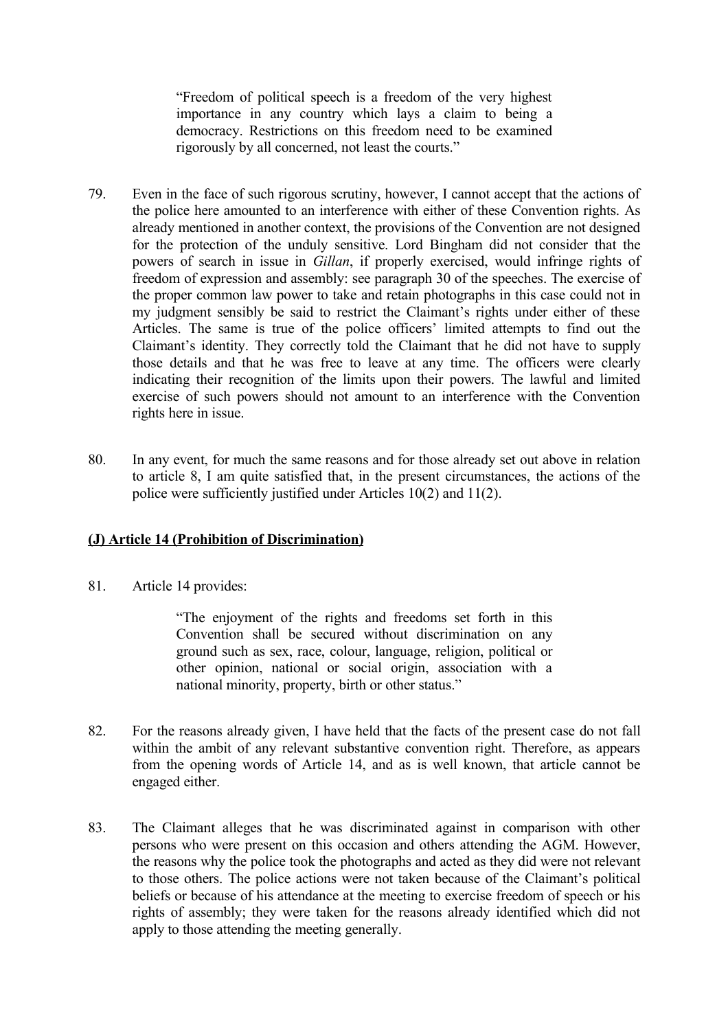> "Freedom of political speech is a freedom of the very highest importance in any country which lays a claim to being a democracy. Restrictions on this freedom need to be examined rigorously by all concerned, not least the courts."

79. Even in the face of such rigorous scrutiny, however, I cannot accept that the actions of the police here amounted to an interference with either of these Convention rights. As already mentioned in another context, the provisions of the Convention are not designed for the protection of the unduly sensitive. Lord Bingham did not consider that the powers of search in issue in *Gillan*, if properly exercised, would infringe rights of freedom of expression and assembly: see paragraph 30 of the speeches. The exercise of the proper common law power to take and retain photographs in this case could not in my judgment sensibly be said to restrict the Claimant's rights under either of these Articles. The same is true of the police officers' limited attempts to find out the Claimant's identity. They correctly told the Claimant that he did not have to supply those details and that he was free to leave at any time. The officers were clearly indicating their recognition of the limits upon their powers. The lawful and limited exercise of such powers should not amount to an interference with the Convention rights here in issue.

80. In any event, for much the same reasons and for those already set out above in relation to article 8, I am quite satisfied that, in the present circumstances, the actions of the police were sufficiently justified under Articles 10(2) and 11(2).

## **(J) Article 14 (Prohibition of Discrimination)**

81. Article 14 provides:

> "The enjoyment of the rights and freedoms set forth in this Convention shall be secured without discrimination on any ground such as sex, race, colour, language, religion, political or other opinion, national or social origin, association with a national minority, property, birth or other status."

82. For the reasons already given, I have held that the facts of the present case do not fall within the ambit of any relevant substantive convention right. Therefore, as appears from the opening words of Article 14, and as is well known, that article cannot be engaged either.

83. The Claimant alleges that he was discriminated against in comparison with other persons who were present on this occasion and others attending the AGM. However, the reasons why the police took the photographs and acted as they did were not relevant to those others. The police actions were not taken because of the Claimant's political beliefs or because of his attendance at the meeting to exercise freedom of speech or his rights of assembly; they were taken for the reasons already identified which did not apply to those attending the meeting generally.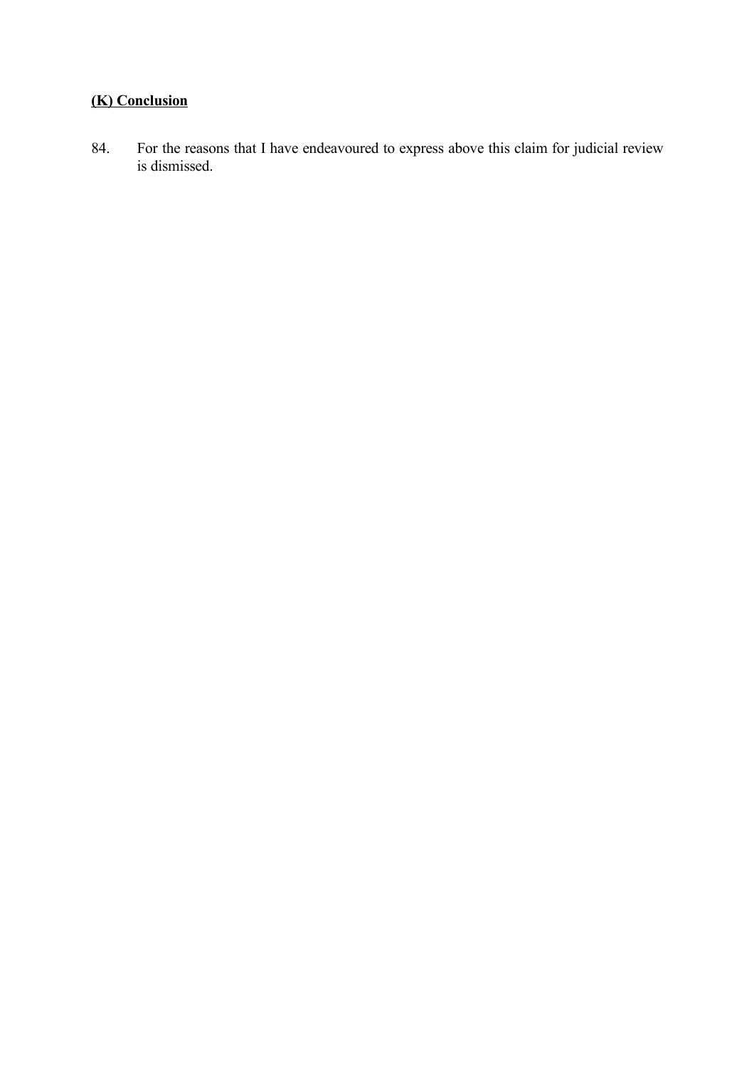## **(K) Conclusion**

84. For the reasons that I have endeavoured to express above this claim for judicial review is dismissed.